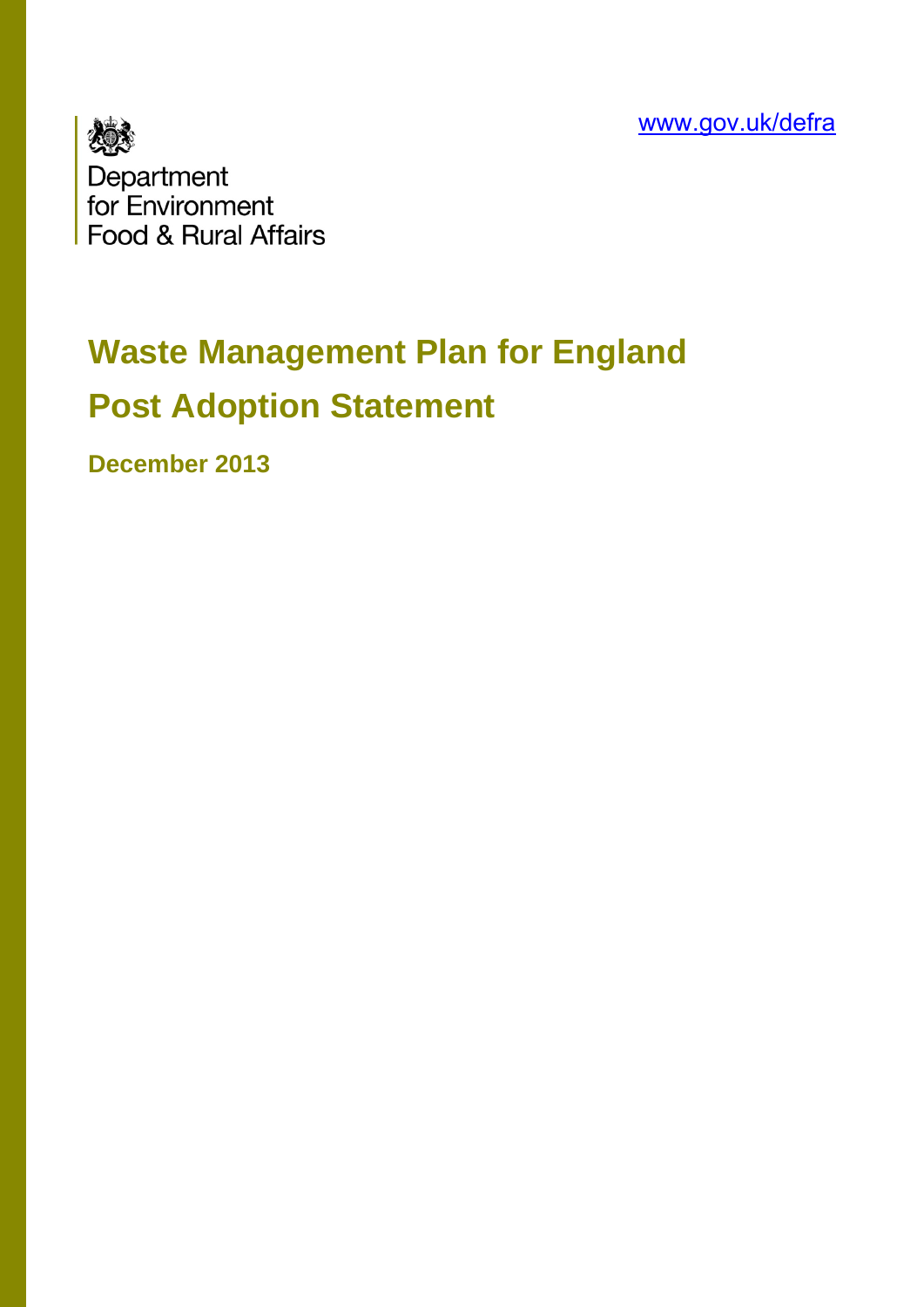www.gov.uk/defra

Department for Environment Food & Rural Affairs

# Waste Management Plan for England

# Post Adoption Statement

**December 2013**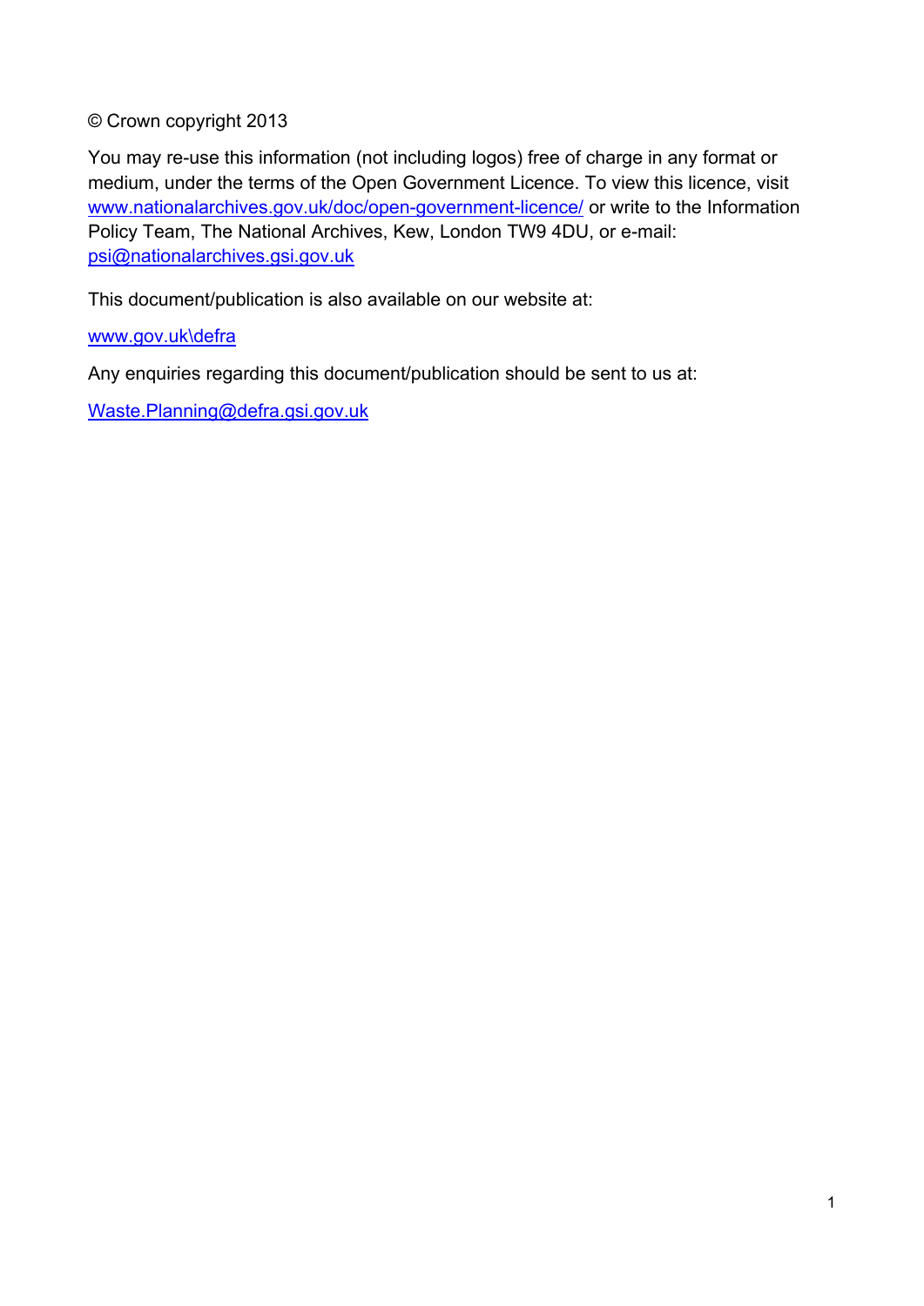© Crown copyright 2013

You may re-use this information (not including logos) free of charge in any format or medium, under the terms of the Open Government Licence. To view this licence, visit www.nationalarchives.gov.uk/doc/open-government-licence/ or write to the Information Policy Team, The National Archives, Kew, London TW9 4DU, or e-mail: psi@nationalarchives.gsi.gov.uk

This document/publication is also available on our website at:

www.gov.uk\defra

Any enquiries regarding this document/publication should be sent to us at:

Waste.Planning@defra.gsi.gov.uk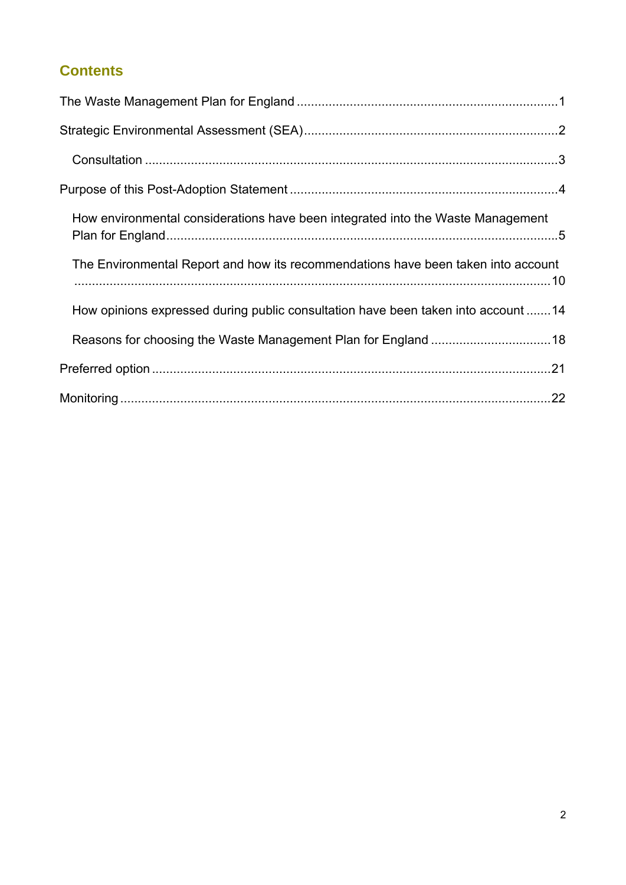## Contents

The Waste Management Plan for England ........................................................................ 1

Strategic Environmental Assessment (SEA) ...................................................................... 2

- Consultation ................................................................................................................... 3

Purpose of this Post-Adoption Statement .......................................................................... 4

- How environmental considerations have been integrated into the Waste Management Plan for England ............................................................................................................. 5
- The Environmental Report and how its recommendations have been taken into account ..................................................................................................................................... 10
- How opinions expressed during public consultation have been taken into account ....... 14
- Reasons for choosing the Waste Management Plan for England .................................. 18

Preferred option ................................................................................................................ 21

Monitoring ......................................................................................................................... 22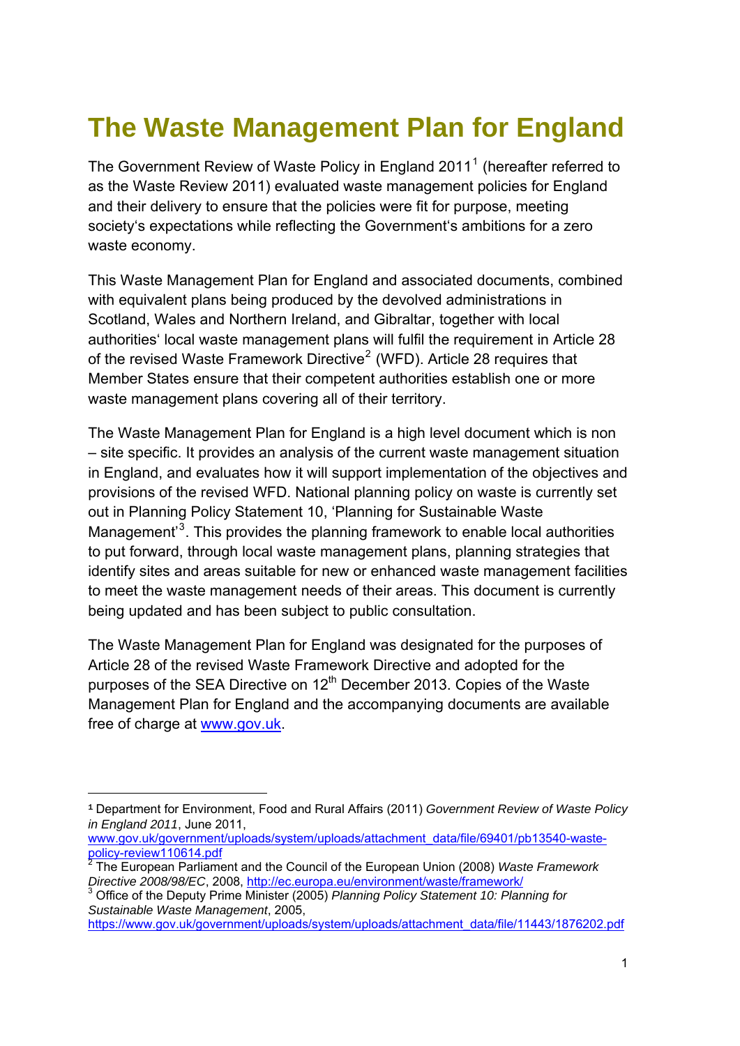# The Waste Management Plan for England

The Government Review of Waste Policy in England 2011[1] (hereafter referred to as the Waste Review 2011) evaluated waste management policies for England and their delivery to ensure that the policies were fit for purpose, meeting society's expectations while reflecting the Government's ambitions for a zero waste economy.

This Waste Management Plan for England and associated documents, combined with equivalent plans being produced by the devolved administrations in Scotland, Wales and Northern Ireland, and Gibraltar, together with local authorities' local waste management plans will fulfil the requirement in Article 28 of the revised Waste Framework Directive[2] (WFD). Article 28 requires that Member States ensure that their competent authorities establish one or more waste management plans covering all of their territory.

The Waste Management Plan for England is a high level document which is non – site specific. It provides an analysis of the current waste management situation in England, and evaluates how it will support implementation of the objectives and provisions of the revised WFD. National planning policy on waste is currently set out in Planning Policy Statement 10, 'Planning for Sustainable Waste Management'[3]. This provides the planning framework to enable local authorities to put forward, through local waste management plans, planning strategies that identify sites and areas suitable for new or enhanced waste management facilities to meet the waste management needs of their areas. This document is currently being updated and has been subject to public consultation.

The Waste Management Plan for England was designated for the purposes of Article 28 of the revised Waste Framework Directive and adopted for the purposes of the SEA Directive on 12th December 2013. Copies of the Waste Management Plan for England and the accompanying documents are available free of charge at www.gov.uk.

---

[1] Department for Environment, Food and Rural Affairs (2011) *Government Review of Waste Policy in England 2011*, June 2011, www.gov.uk/government/uploads/system/uploads/attachment_data/file/69401/pb13540-waste-policy-review110614.pdf

[2] The European Parliament and the Council of the European Union (2008) *Waste Framework Directive 2008/98/EC*, 2008, http://ec.europa.eu/environment/waste/framework/

[3] Office of the Deputy Prime Minister (2005) *Planning Policy Statement 10: Planning for Sustainable Waste Management*, 2005, https://www.gov.uk/government/uploads/system/uploads/attachment_data/file/11443/1876202.pdf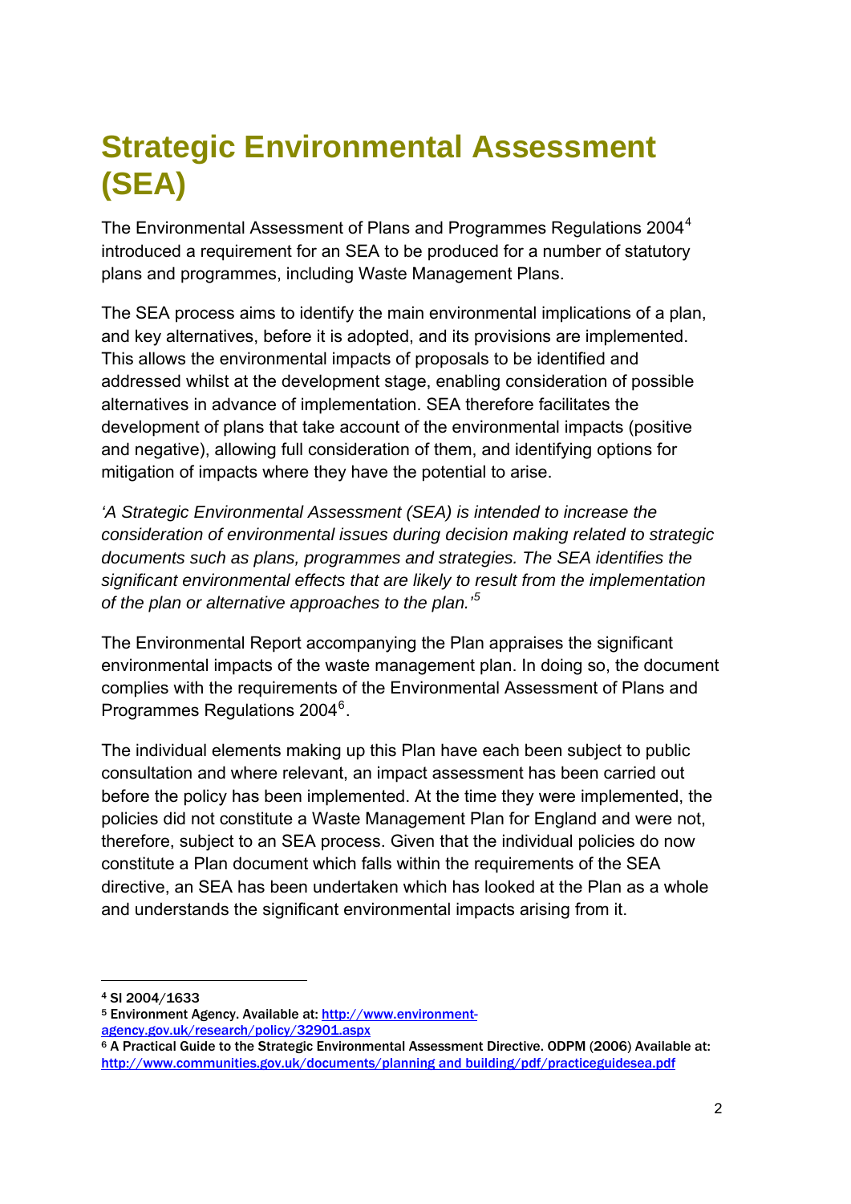# Strategic Environmental Assessment (SEA)

The Environmental Assessment of Plans and Programmes Regulations 2004[4] introduced a requirement for an SEA to be produced for a number of statutory plans and programmes, including Waste Management Plans.

The SEA process aims to identify the main environmental implications of a plan, and key alternatives, before it is adopted, and its provisions are implemented. This allows the environmental impacts of proposals to be identified and addressed whilst at the development stage, enabling consideration of possible alternatives in advance of implementation. SEA therefore facilitates the development of plans that take account of the environmental impacts (positive and negative), allowing full consideration of them, and identifying options for mitigation of impacts where they have the potential to arise.

*'A Strategic Environmental Assessment (SEA) is intended to increase the consideration of environmental issues during decision making related to strategic documents such as plans, programmes and strategies. The SEA identifies the significant environmental effects that are likely to result from the implementation of the plan or alternative approaches to the plan.'*[5]

The Environmental Report accompanying the Plan appraises the significant environmental impacts of the waste management plan. In doing so, the document complies with the requirements of the Environmental Assessment of Plans and Programmes Regulations 2004[6].

The individual elements making up this Plan have each been subject to public consultation and where relevant, an impact assessment has been carried out before the policy has been implemented. At the time they were implemented, the policies did not constitute a Waste Management Plan for England and were not, therefore, subject to an SEA process. Given that the individual policies do now constitute a Plan document which falls within the requirements of the SEA directive, an SEA has been undertaken which has looked at the Plan as a whole and understands the significant environmental impacts arising from it.

---

[4] SI 2004/1633

[5] Environment Agency. Available at: http://www.environment-agency.gov.uk/research/policy/32901.aspx

[6] A Practical Guide to the Strategic Environmental Assessment Directive. ODPM (2006) Available at: http://www.communities.gov.uk/documents/planning and building/pdf/practiceguidesea.pdf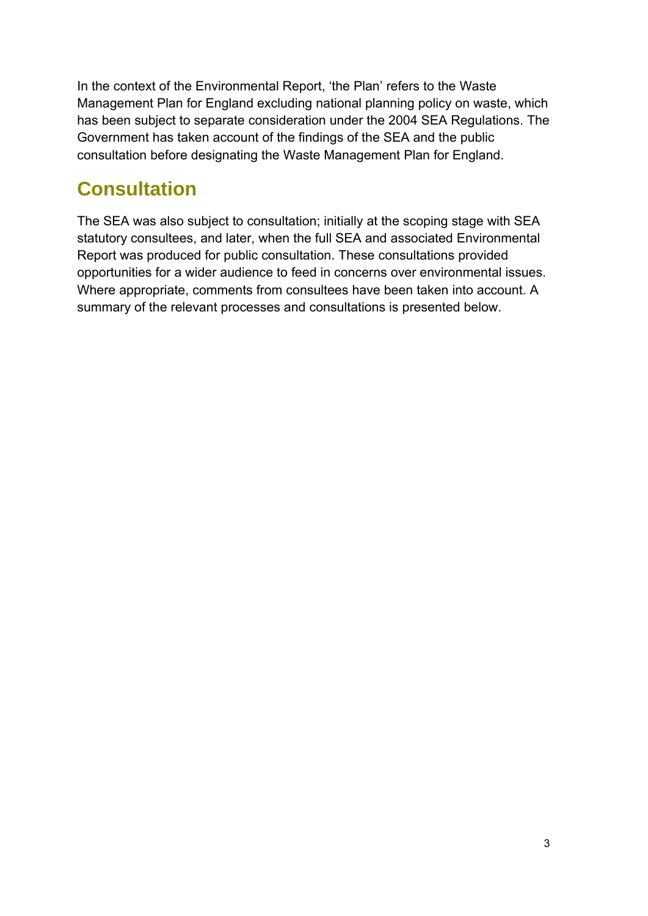In the context of the Environmental Report, 'the Plan' refers to the Waste Management Plan for England excluding national planning policy on waste, which has been subject to separate consideration under the 2004 SEA Regulations. The Government has taken account of the findings of the SEA and the public consultation before designating the Waste Management Plan for England.

## Consultation

The SEA was also subject to consultation; initially at the scoping stage with SEA statutory consultees, and later, when the full SEA and associated Environmental Report was produced for public consultation. These consultations provided opportunities for a wider audience to feed in concerns over environmental issues. Where appropriate, comments from consultees have been taken into account. A summary of the relevant processes and consultations is presented below.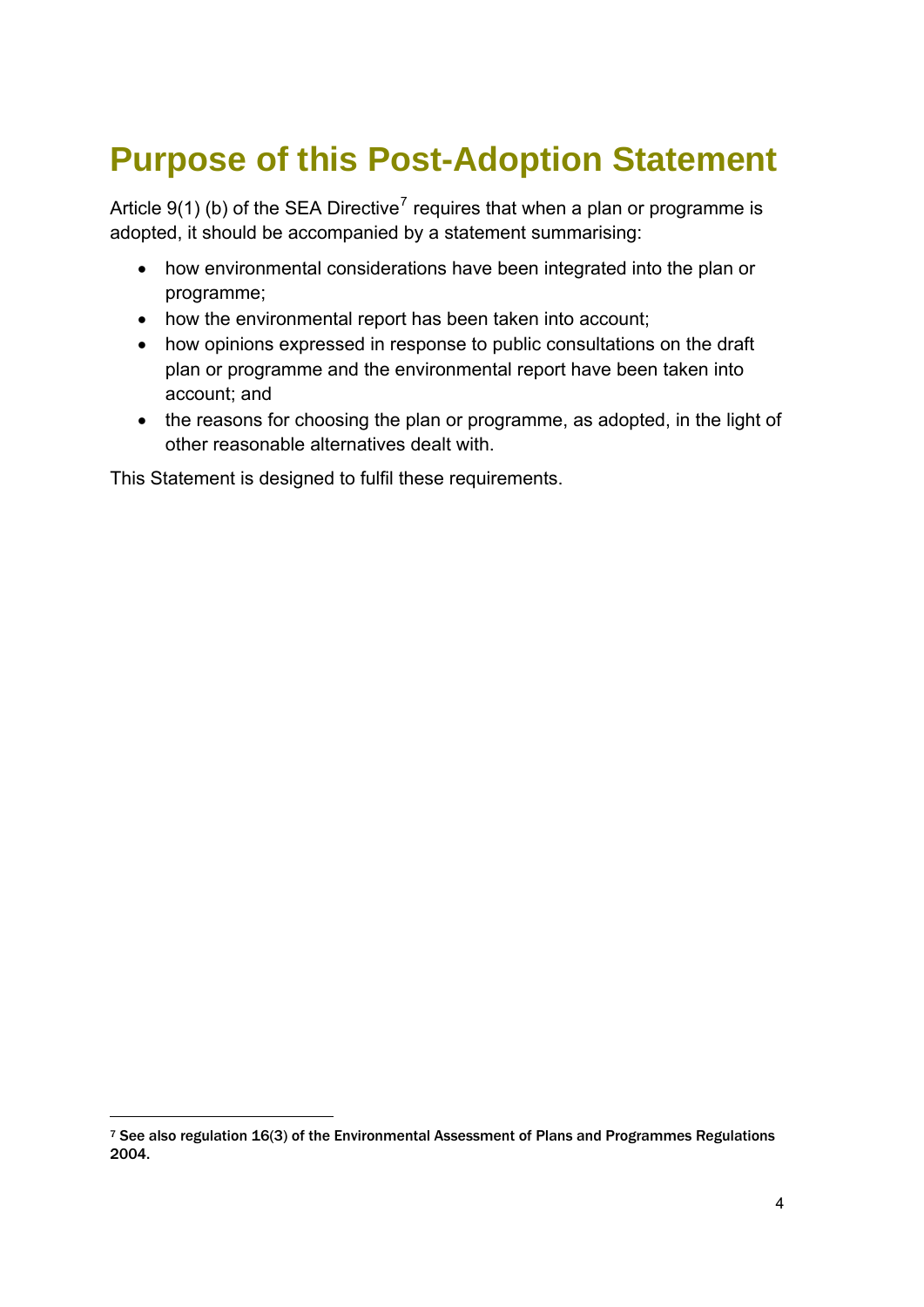# Purpose of this Post-Adoption Statement

Article 9(1) (b) of the SEA Directive[7] requires that when a plan or programme is adopted, it should be accompanied by a statement summarising:

- how environmental considerations have been integrated into the plan or programme;
- how the environmental report has been taken into account;
- how opinions expressed in response to public consultations on the draft plan or programme and the environmental report have been taken into account; and
- the reasons for choosing the plan or programme, as adopted, in the light of other reasonable alternatives dealt with.

This Statement is designed to fulfil these requirements.

[7] See also regulation 16(3) of the Environmental Assessment of Plans and Programmes Regulations 2004.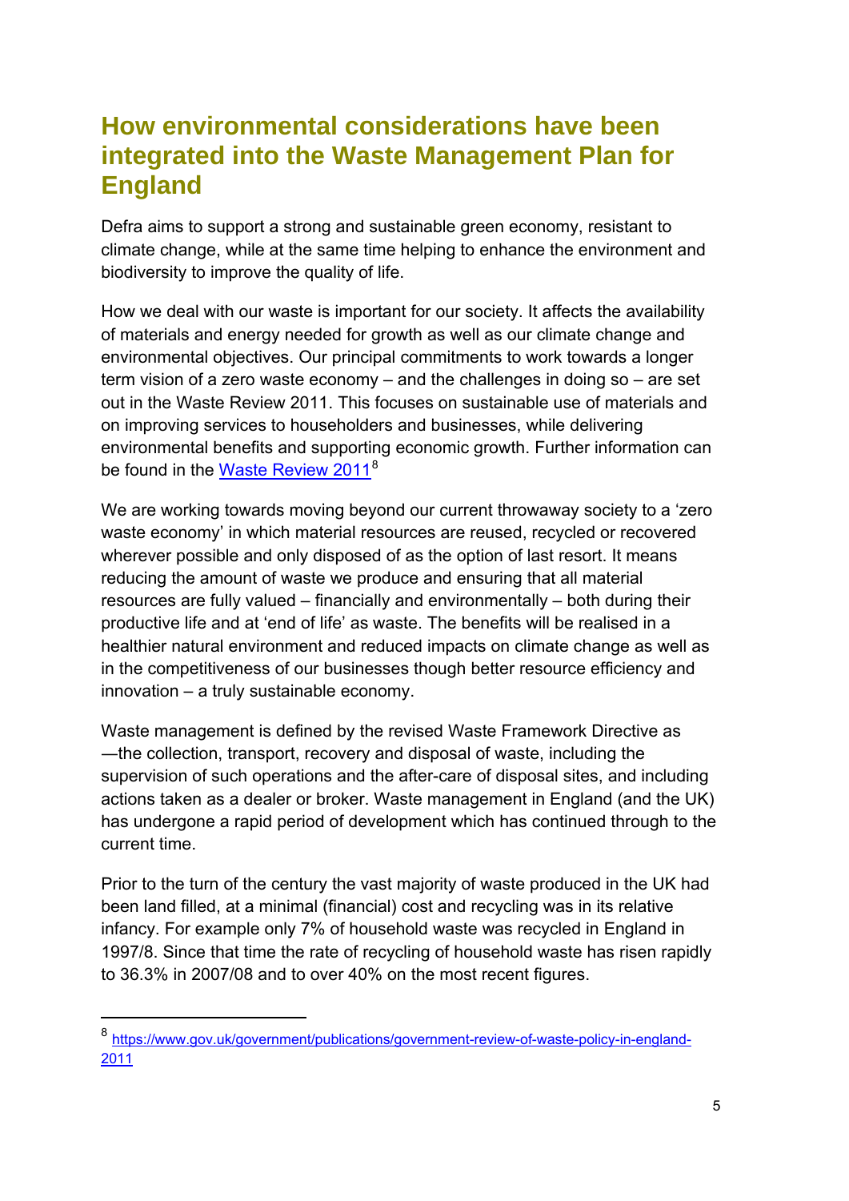# How environmental considerations have been integrated into the Waste Management Plan for England

Defra aims to support a strong and sustainable green economy, resistant to climate change, while at the same time helping to enhance the environment and biodiversity to improve the quality of life.

How we deal with our waste is important for our society. It affects the availability of materials and energy needed for growth as well as our climate change and environmental objectives. Our principal commitments to work towards a longer term vision of a zero waste economy – and the challenges in doing so – are set out in the Waste Review 2011. This focuses on sustainable use of materials and on improving services to householders and businesses, while delivering environmental benefits and supporting economic growth. Further information can be found in the Waste Review 2011[8]

We are working towards moving beyond our current throwaway society to a 'zero waste economy' in which material resources are reused, recycled or recovered wherever possible and only disposed of as the option of last resort. It means reducing the amount of waste we produce and ensuring that all material resources are fully valued – financially and environmentally – both during their productive life and at 'end of life' as waste. The benefits will be realised in a healthier natural environment and reduced impacts on climate change as well as in the competitiveness of our businesses though better resource efficiency and innovation – a truly sustainable economy.

Waste management is defined by the revised Waste Framework Directive as ―the collection, transport, recovery and disposal of waste, including the supervision of such operations and the after-care of disposal sites, and including actions taken as a dealer or broker. Waste management in England (and the UK) has undergone a rapid period of development which has continued through to the current time.

Prior to the turn of the century the vast majority of waste produced in the UK had been land filled, at a minimal (financial) cost and recycling was in its relative infancy. For example only 7% of household waste was recycled in England in 1997/8. Since that time the rate of recycling of household waste has risen rapidly to 36.3% in 2007/08 and to over 40% on the most recent figures.

---

[8] https://www.gov.uk/government/publications/government-review-of-waste-policy-in-england-2011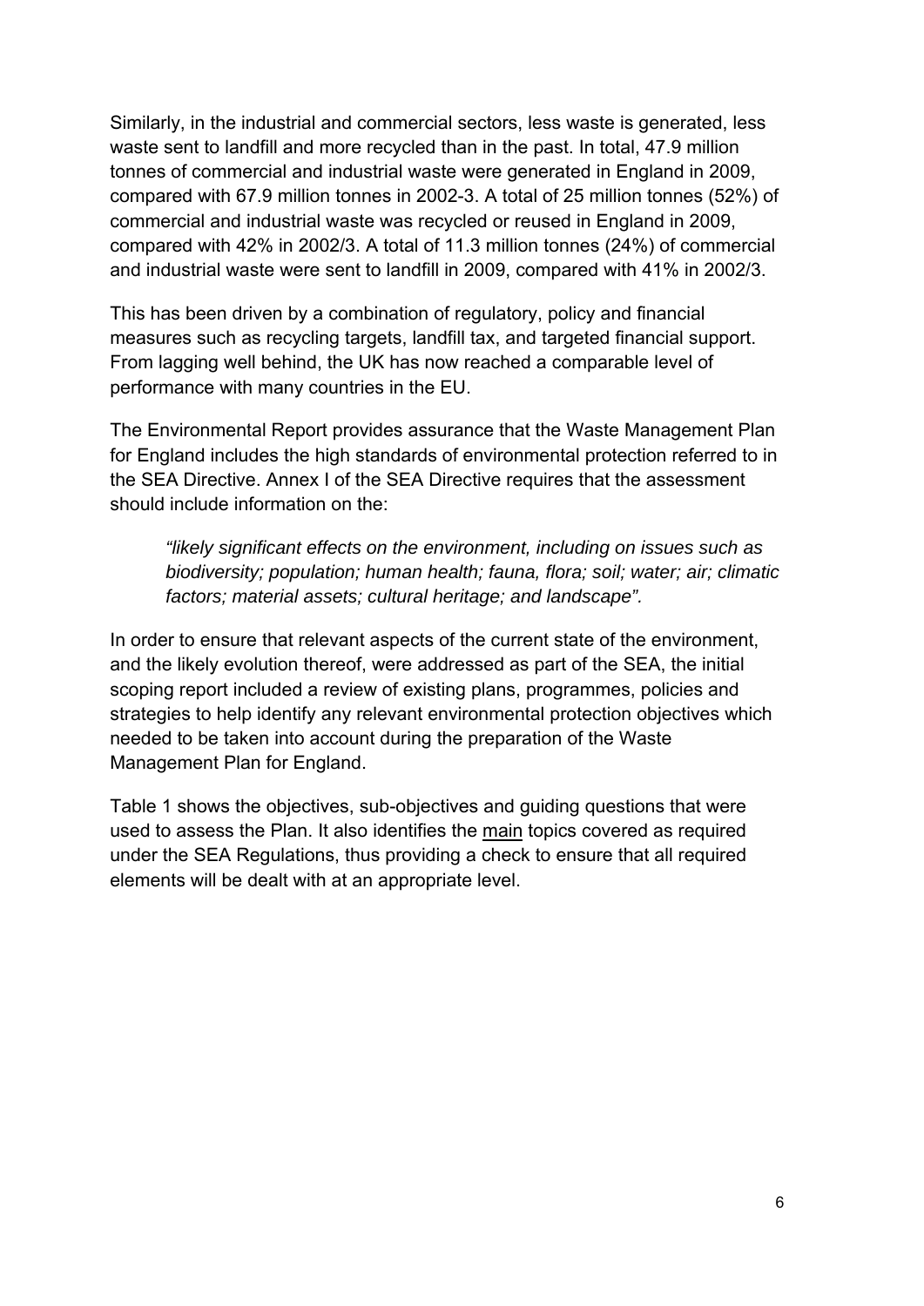Similarly, in the industrial and commercial sectors, less waste is generated, less waste sent to landfill and more recycled than in the past. In total, 47.9 million tonnes of commercial and industrial waste were generated in England in 2009, compared with 67.9 million tonnes in 2002-3. A total of 25 million tonnes (52%) of commercial and industrial waste was recycled or reused in England in 2009, compared with 42% in 2002/3. A total of 11.3 million tonnes (24%) of commercial and industrial waste were sent to landfill in 2009, compared with 41% in 2002/3.

This has been driven by a combination of regulatory, policy and financial measures such as recycling targets, landfill tax, and targeted financial support. From lagging well behind, the UK has now reached a comparable level of performance with many countries in the EU.

The Environmental Report provides assurance that the Waste Management Plan for England includes the high standards of environmental protection referred to in the SEA Directive. Annex I of the SEA Directive requires that the assessment should include information on the:

> *"likely significant effects on the environment, including on issues such as biodiversity; population; human health; fauna, flora; soil; water; air; climatic factors; material assets; cultural heritage; and landscape".*

In order to ensure that relevant aspects of the current state of the environment, and the likely evolution thereof, were addressed as part of the SEA, the initial scoping report included a review of existing plans, programmes, policies and strategies to help identify any relevant environmental protection objectives which needed to be taken into account during the preparation of the Waste Management Plan for England.

Table 1 shows the objectives, sub-objectives and guiding questions that were used to assess the Plan. It also identifies the main topics covered as required under the SEA Regulations, thus providing a check to ensure that all required elements will be dealt with at an appropriate level.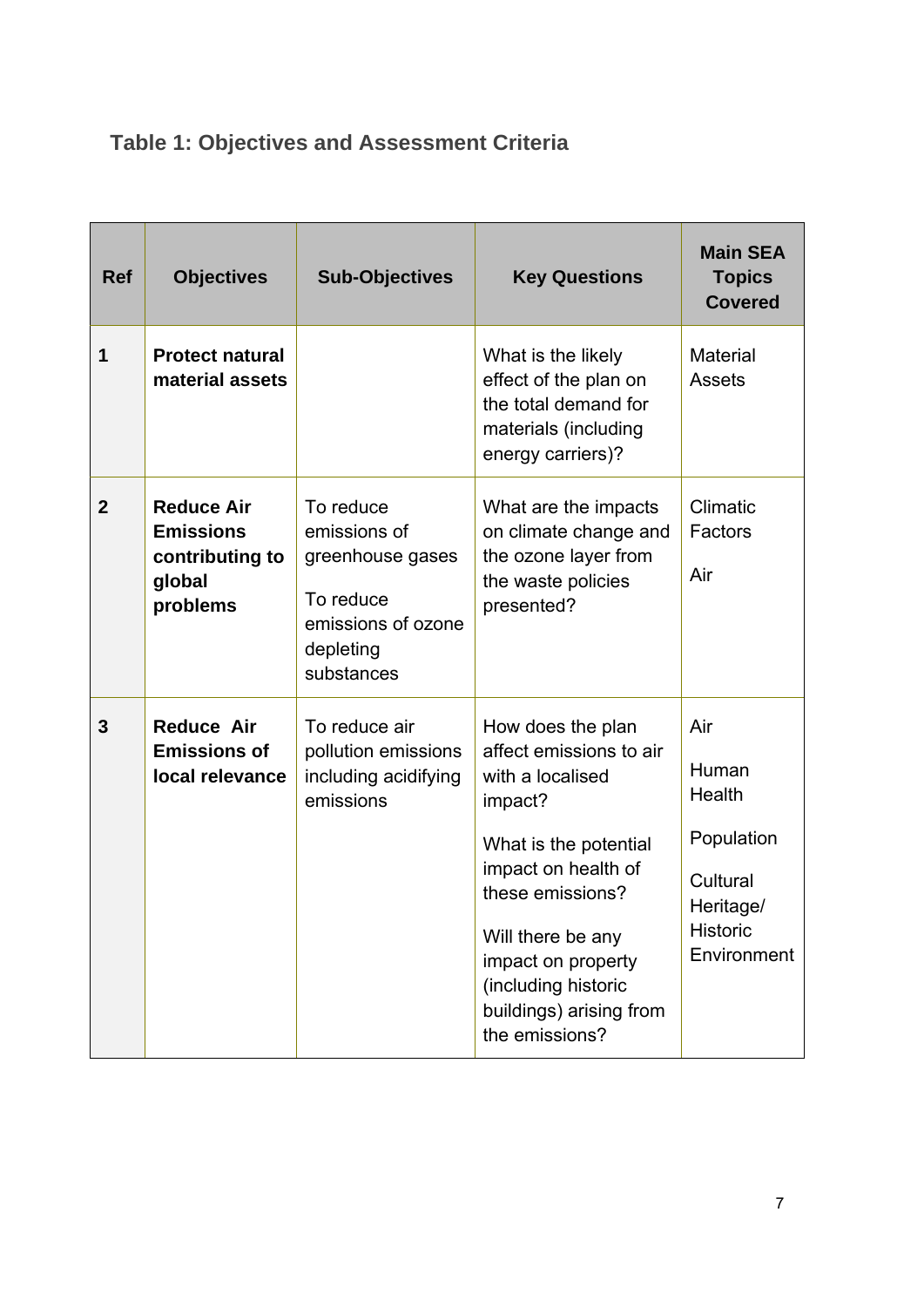### Table 1: Objectives and Assessment Criteria

| Ref | Objectives | Sub-Objectives | Key Questions | Main SEA Topics Covered |
|---|---|---|---|---|
| 1 | **Protect natural material assets** | | What is the likely effect of the plan on the total demand for materials (including energy carriers)? | Material Assets |
| 2 | **Reduce Air Emissions contributing to global problems** | To reduce emissions of greenhouse gases<br><br>To reduce emissions of ozone depleting substances | What are the impacts on climate change and the ozone layer from the waste policies presented? | Climatic Factors<br><br>Air |
| 3 | **Reduce Air Emissions of local relevance** | To reduce air pollution emissions including acidifying emissions | How does the plan affect emissions to air with a localised impact?<br><br>What is the potential impact on health of these emissions?<br><br>Will there be any impact on property (including historic buildings) arising from the emissions? | Air<br><br>Human Health<br><br>Population<br><br>Cultural Heritage/ Historic Environment |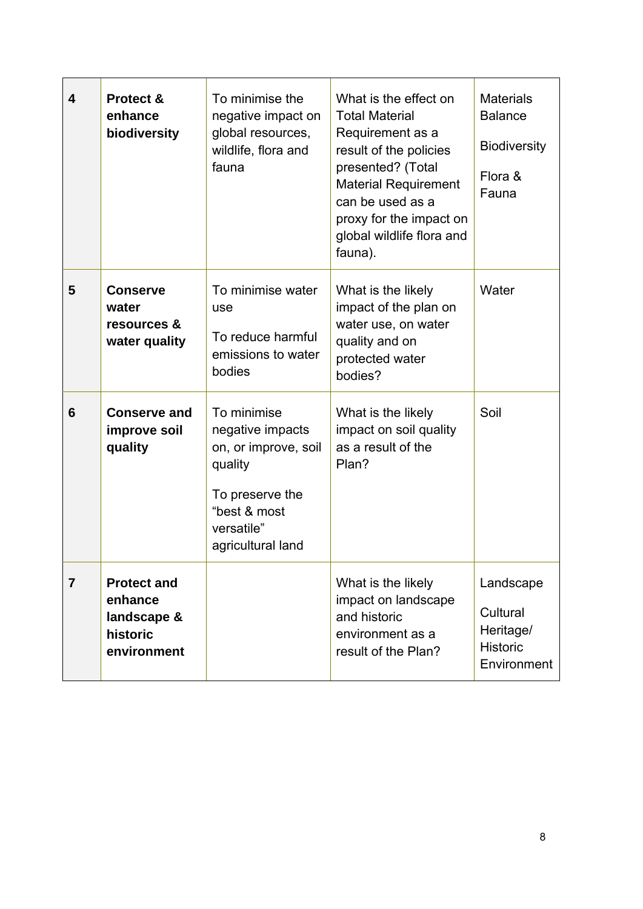| | | | | |
|---|---|---|---|---|
| 4 | **Protect & enhance biodiversity** | To minimise the negative impact on global resources, wildlife, flora and fauna | What is the effect on Total Material Requirement as a result of the policies presented? (Total Material Requirement can be used as a proxy for the impact on global wildlife flora and fauna). | Materials Balance<br><br>Biodiversity<br><br>Flora & Fauna |
| 5 | **Conserve water resources & water quality** | To minimise water use<br><br>To reduce harmful emissions to water bodies | What is the likely impact of the plan on water use, on water quality and on protected water bodies? | Water |
| 6 | **Conserve and improve soil quality** | To minimise negative impacts on, or improve, soil quality<br><br>To preserve the "best & most versatile" agricultural land | What is the likely impact on soil quality as a result of the Plan? | Soil |
| 7 | **Protect and enhance landscape & historic environment** | | What is the likely impact on landscape and historic environment as a result of the Plan? | Landscape<br><br>Cultural Heritage/ Historic Environment |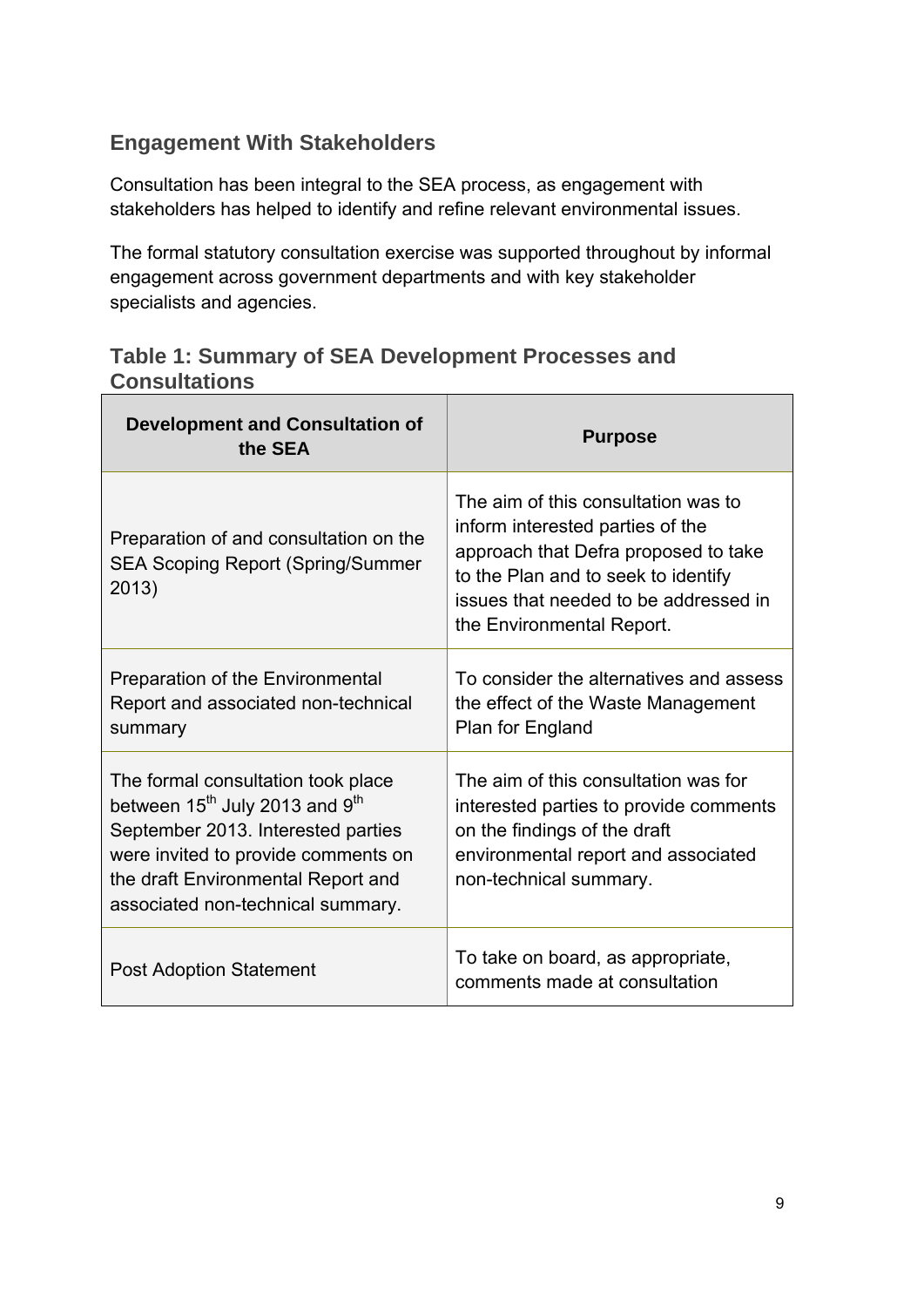## Engagement With Stakeholders

Consultation has been integral to the SEA process, as engagement with stakeholders has helped to identify and refine relevant environmental issues.

The formal statutory consultation exercise was supported throughout by informal engagement across government departments and with key stakeholder specialists and agencies.

## Table 1: Summary of SEA Development Processes and Consultations

| Development and Consultation of the SEA | Purpose |
| --- | --- |
| Preparation of and consultation on the SEA Scoping Report (Spring/Summer 2013) | The aim of this consultation was to inform interested parties of the approach that Defra proposed to take to the Plan and to seek to identify issues that needed to be addressed in the Environmental Report. |
| Preparation of the Environmental Report and associated non-technical summary | To consider the alternatives and assess the effect of the Waste Management Plan for England |
| The formal consultation took place between 15th July 2013 and 9th September 2013. Interested parties were invited to provide comments on the draft Environmental Report and associated non-technical summary. | The aim of this consultation was for interested parties to provide comments on the findings of the draft environmental report and associated non-technical summary. |
| Post Adoption Statement | To take on board, as appropriate, comments made at consultation |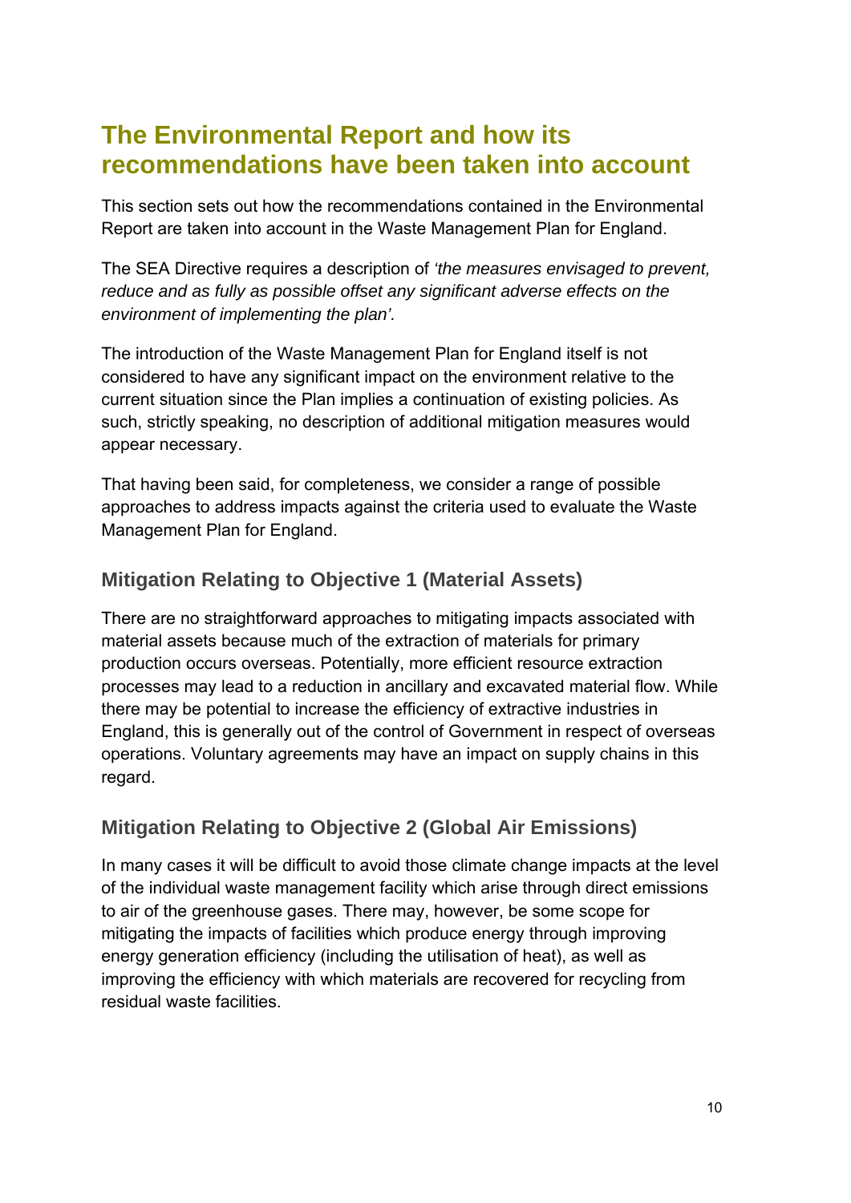# The Environmental Report and how its recommendations have been taken into account

This section sets out how the recommendations contained in the Environmental Report are taken into account in the Waste Management Plan for England.

The SEA Directive requires a description of *'the measures envisaged to prevent, reduce and as fully as possible offset any significant adverse effects on the environment of implementing the plan'.*

The introduction of the Waste Management Plan for England itself is not considered to have any significant impact on the environment relative to the current situation since the Plan implies a continuation of existing policies. As such, strictly speaking, no description of additional mitigation measures would appear necessary.

That having been said, for completeness, we consider a range of possible approaches to address impacts against the criteria used to evaluate the Waste Management Plan for England.

## Mitigation Relating to Objective 1 (Material Assets)

There are no straightforward approaches to mitigating impacts associated with material assets because much of the extraction of materials for primary production occurs overseas. Potentially, more efficient resource extraction processes may lead to a reduction in ancillary and excavated material flow. While there may be potential to increase the efficiency of extractive industries in England, this is generally out of the control of Government in respect of overseas operations. Voluntary agreements may have an impact on supply chains in this regard.

## Mitigation Relating to Objective 2 (Global Air Emissions)

In many cases it will be difficult to avoid those climate change impacts at the level of the individual waste management facility which arise through direct emissions to air of the greenhouse gases. There may, however, be some scope for mitigating the impacts of facilities which produce energy through improving energy generation efficiency (including the utilisation of heat), as well as improving the efficiency with which materials are recovered for recycling from residual waste facilities.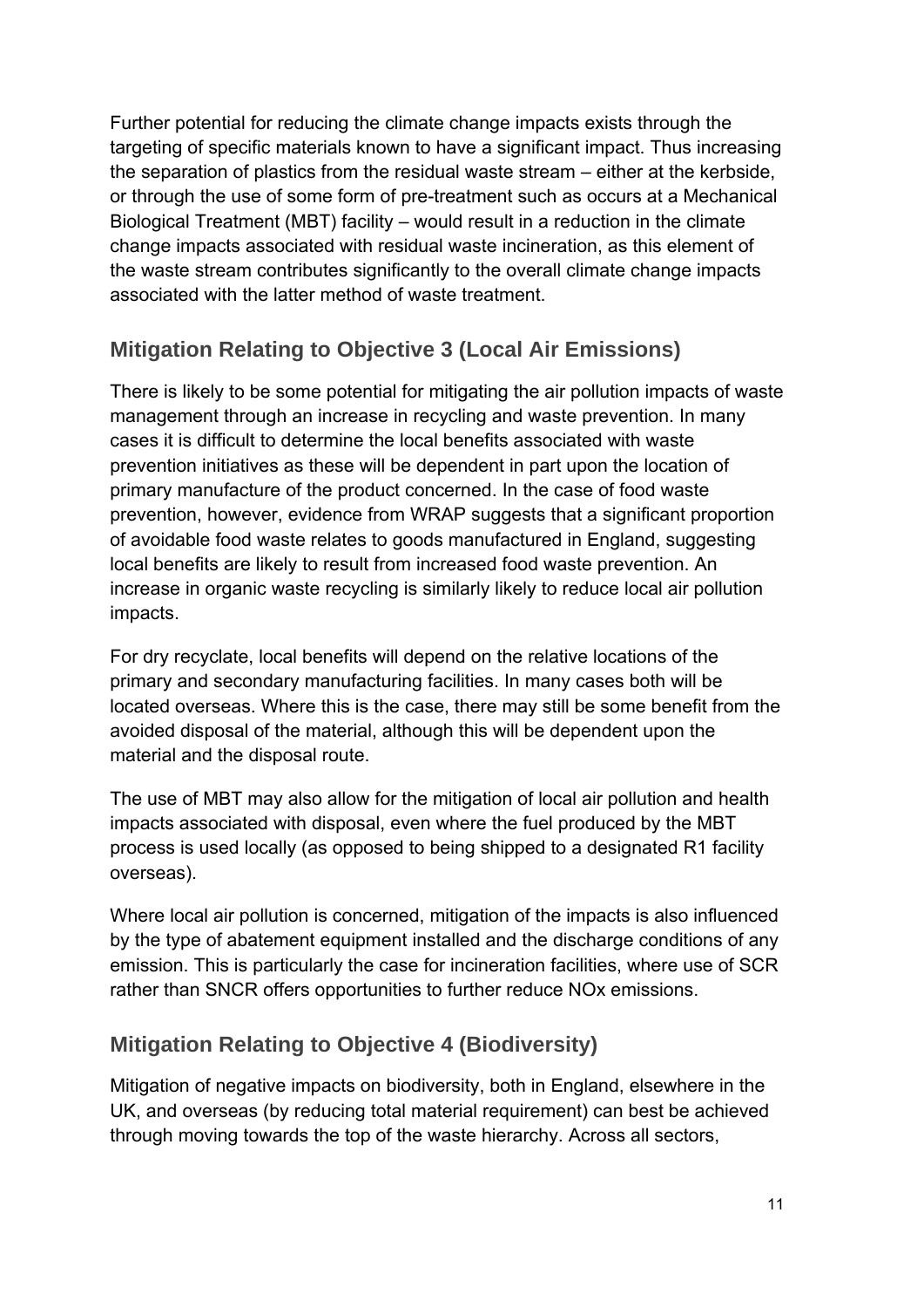Further potential for reducing the climate change impacts exists through the targeting of specific materials known to have a significant impact. Thus increasing the separation of plastics from the residual waste stream – either at the kerbside, or through the use of some form of pre-treatment such as occurs at a Mechanical Biological Treatment (MBT) facility – would result in a reduction in the climate change impacts associated with residual waste incineration, as this element of the waste stream contributes significantly to the overall climate change impacts associated with the latter method of waste treatment.

## Mitigation Relating to Objective 3 (Local Air Emissions)

There is likely to be some potential for mitigating the air pollution impacts of waste management through an increase in recycling and waste prevention. In many cases it is difficult to determine the local benefits associated with waste prevention initiatives as these will be dependent in part upon the location of primary manufacture of the product concerned. In the case of food waste prevention, however, evidence from WRAP suggests that a significant proportion of avoidable food waste relates to goods manufactured in England, suggesting local benefits are likely to result from increased food waste prevention. An increase in organic waste recycling is similarly likely to reduce local air pollution impacts.

For dry recyclate, local benefits will depend on the relative locations of the primary and secondary manufacturing facilities. In many cases both will be located overseas. Where this is the case, there may still be some benefit from the avoided disposal of the material, although this will be dependent upon the material and the disposal route.

The use of MBT may also allow for the mitigation of local air pollution and health impacts associated with disposal, even where the fuel produced by the MBT process is used locally (as opposed to being shipped to a designated R1 facility overseas).

Where local air pollution is concerned, mitigation of the impacts is also influenced by the type of abatement equipment installed and the discharge conditions of any emission. This is particularly the case for incineration facilities, where use of SCR rather than SNCR offers opportunities to further reduce $NO_x$ emissions.

## Mitigation Relating to Objective 4 (Biodiversity)

Mitigation of negative impacts on biodiversity, both in England, elsewhere in the UK, and overseas (by reducing total material requirement) can best be achieved through moving towards the top of the waste hierarchy. Across all sectors,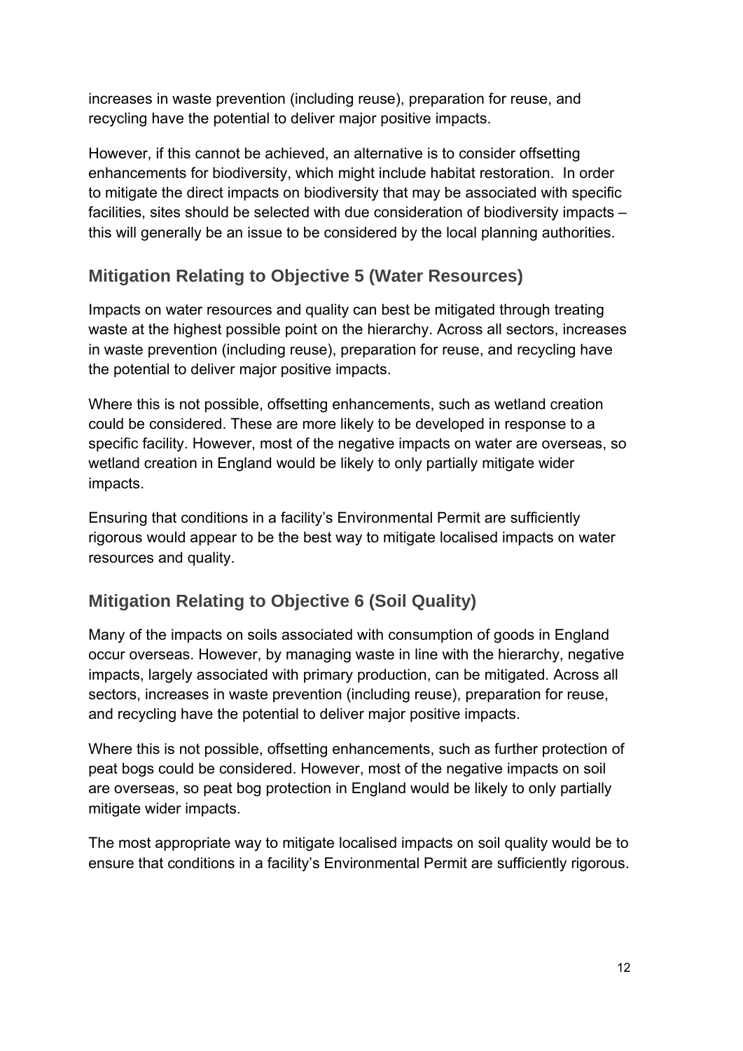increases in waste prevention (including reuse), preparation for reuse, and recycling have the potential to deliver major positive impacts.

However, if this cannot be achieved, an alternative is to consider offsetting enhancements for biodiversity, which might include habitat restoration. In order to mitigate the direct impacts on biodiversity that may be associated with specific facilities, sites should be selected with due consideration of biodiversity impacts – this will generally be an issue to be considered by the local planning authorities.

## Mitigation Relating to Objective 5 (Water Resources)

Impacts on water resources and quality can best be mitigated through treating waste at the highest possible point on the hierarchy. Across all sectors, increases in waste prevention (including reuse), preparation for reuse, and recycling have the potential to deliver major positive impacts.

Where this is not possible, offsetting enhancements, such as wetland creation could be considered. These are more likely to be developed in response to a specific facility. However, most of the negative impacts on water are overseas, so wetland creation in England would be likely to only partially mitigate wider impacts.

Ensuring that conditions in a facility's Environmental Permit are sufficiently rigorous would appear to be the best way to mitigate localised impacts on water resources and quality.

## Mitigation Relating to Objective 6 (Soil Quality)

Many of the impacts on soils associated with consumption of goods in England occur overseas. However, by managing waste in line with the hierarchy, negative impacts, largely associated with primary production, can be mitigated. Across all sectors, increases in waste prevention (including reuse), preparation for reuse, and recycling have the potential to deliver major positive impacts.

Where this is not possible, offsetting enhancements, such as further protection of peat bogs could be considered. However, most of the negative impacts on soil are overseas, so peat bog protection in England would be likely to only partially mitigate wider impacts.

The most appropriate way to mitigate localised impacts on soil quality would be to ensure that conditions in a facility's Environmental Permit are sufficiently rigorous.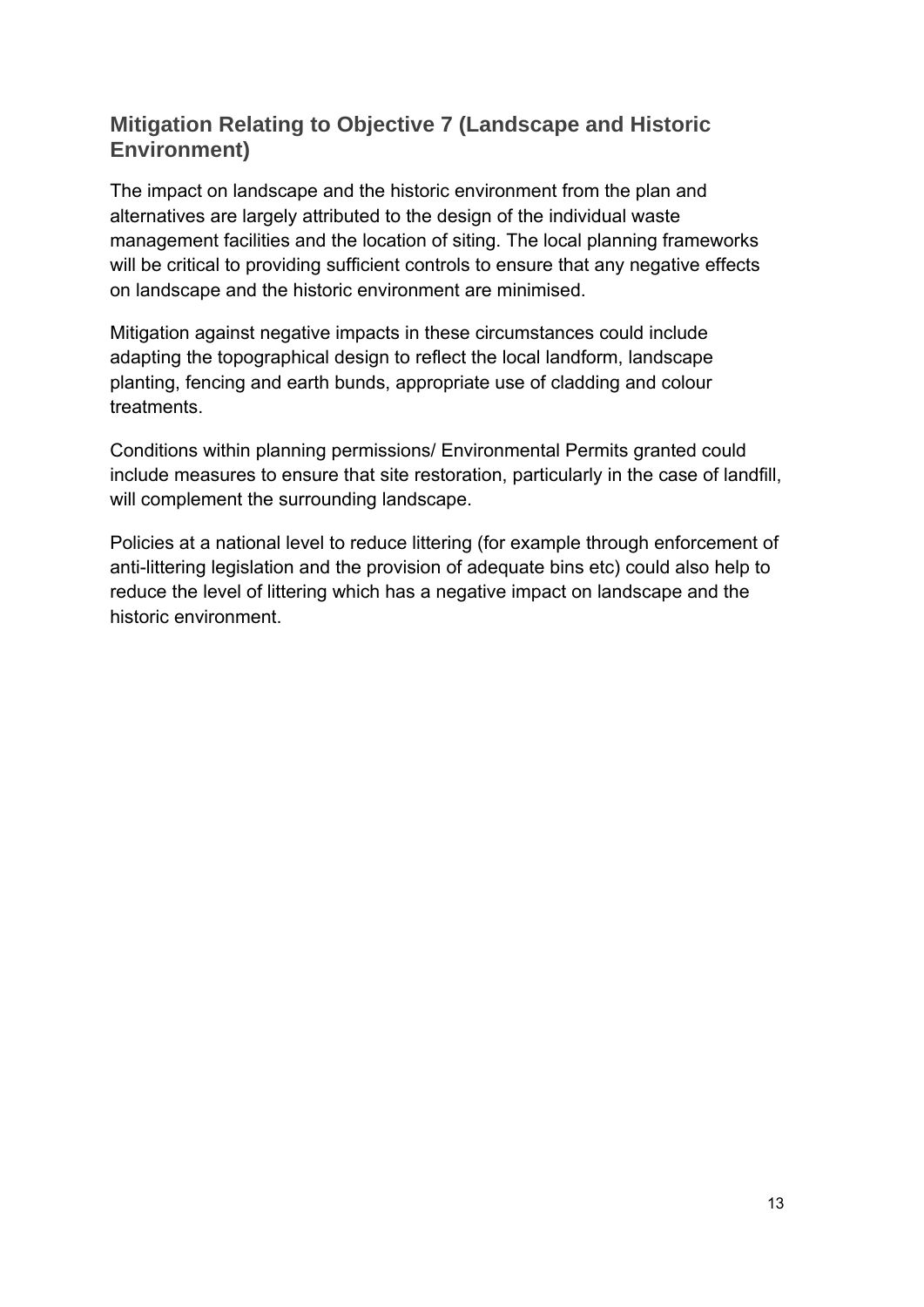## Mitigation Relating to Objective 7 (Landscape and Historic Environment)

The impact on landscape and the historic environment from the plan and alternatives are largely attributed to the design of the individual waste management facilities and the location of siting. The local planning frameworks will be critical to providing sufficient controls to ensure that any negative effects on landscape and the historic environment are minimised.

Mitigation against negative impacts in these circumstances could include adapting the topographical design to reflect the local landform, landscape planting, fencing and earth bunds, appropriate use of cladding and colour treatments.

Conditions within planning permissions/ Environmental Permits granted could include measures to ensure that site restoration, particularly in the case of landfill, will complement the surrounding landscape.

Policies at a national level to reduce littering (for example through enforcement of anti-littering legislation and the provision of adequate bins etc) could also help to reduce the level of littering which has a negative impact on landscape and the historic environment.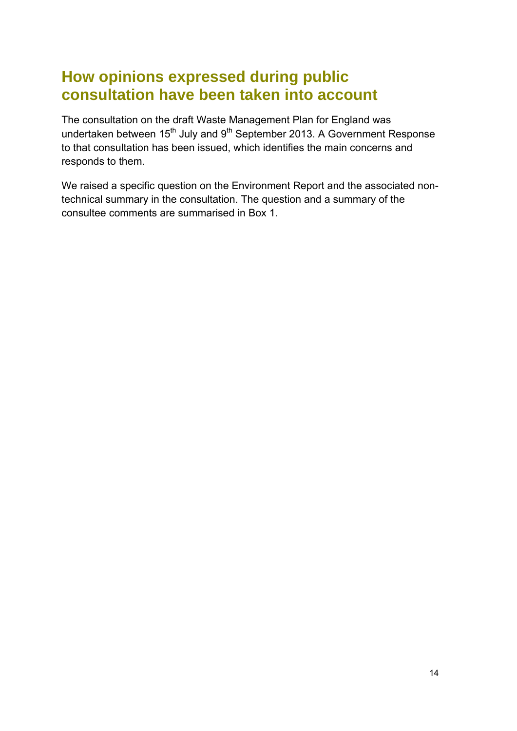# How opinions expressed during public consultation have been taken into account

The consultation on the draft Waste Management Plan for England was undertaken between 15th July and 9th September 2013. A Government Response to that consultation has been issued, which identifies the main concerns and responds to them.

We raised a specific question on the Environment Report and the associated non-technical summary in the consultation. The question and a summary of the consultee comments are summarised in Box 1.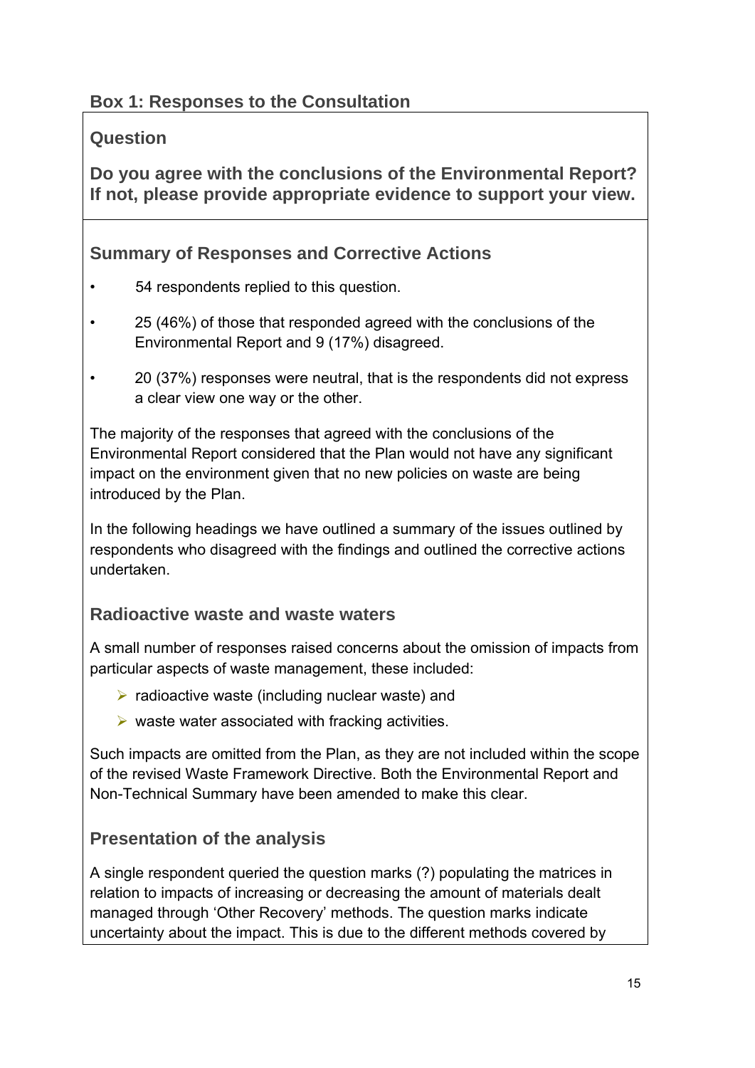## Box 1: Responses to the Consultation

### Question

**Do you agree with the conclusions of the Environmental Report? If not, please provide appropriate evidence to support your view.**

### Summary of Responses and Corrective Actions

- 54 respondents replied to this question.
- 25 (46%) of those that responded agreed with the conclusions of the Environmental Report and 9 (17%) disagreed.
- 20 (37%) responses were neutral, that is the respondents did not express a clear view one way or the other.

The majority of the responses that agreed with the conclusions of the Environmental Report considered that the Plan would not have any significant impact on the environment given that no new policies on waste are being introduced by the Plan.

In the following headings we have outlined a summary of the issues outlined by respondents who disagreed with the findings and outlined the corrective actions undertaken.

#### Radioactive waste and waste waters

A small number of responses raised concerns about the omission of impacts from particular aspects of waste management, these included:

- radioactive waste (including nuclear waste) and
- waste water associated with fracking activities.

Such impacts are omitted from the Plan, as they are not included within the scope of the revised Waste Framework Directive. Both the Environmental Report and Non-Technical Summary have been amended to make this clear.

#### Presentation of the analysis

A single respondent queried the question marks (?) populating the matrices in relation to impacts of increasing or decreasing the amount of materials dealt managed through 'Other Recovery' methods. The question marks indicate uncertainty about the impact. This is due to the different methods covered by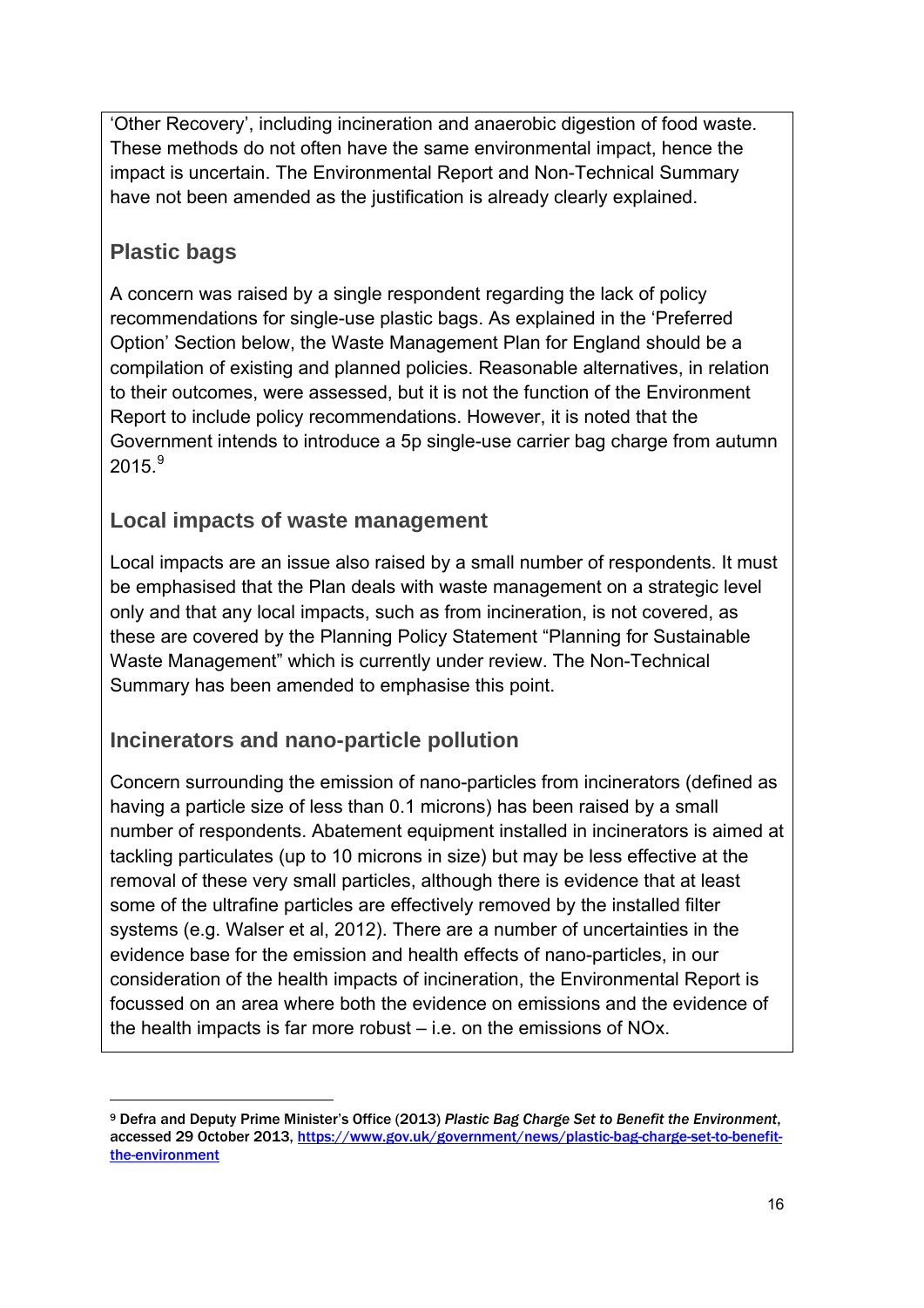'Other Recovery', including incineration and anaerobic digestion of food waste. These methods do not often have the same environmental impact, hence the impact is uncertain. The Environmental Report and Non-Technical Summary have not been amended as the justification is already clearly explained.

### Plastic bags

A concern was raised by a single respondent regarding the lack of policy recommendations for single-use plastic bags. As explained in the 'Preferred Option' Section below, the Waste Management Plan for England should be a compilation of existing and planned policies. Reasonable alternatives, in relation to their outcomes, were assessed, but it is not the function of the Environment Report to include policy recommendations. However, it is noted that the Government intends to introduce a 5p single-use carrier bag charge from autumn 2015.[9]

### Local impacts of waste management

Local impacts are an issue also raised by a small number of respondents. It must be emphasised that the Plan deals with waste management on a strategic level only and that any local impacts, such as from incineration, is not covered, as these are covered by the Planning Policy Statement "Planning for Sustainable Waste Management" which is currently under review. The Non-Technical Summary has been amended to emphasise this point.

### Incinerators and nano-particle pollution

Concern surrounding the emission of nano-particles from incinerators (defined as having a particle size of less than 0.1 microns) has been raised by a small number of respondents. Abatement equipment installed in incinerators is aimed at tackling particulates (up to 10 microns in size) but may be less effective at the removal of these very small particles, although there is evidence that at least some of the ultrafine particles are effectively removed by the installed filter systems (e.g. Walser et al, 2012). There are a number of uncertainties in the evidence base for the emission and health effects of nano-particles, in our consideration of the health impacts of incineration, the Environmental Report is focussed on an area where both the evidence on emissions and the evidence of the health impacts is far more robust – i.e. on the emissions of NOx.

---

[9] Defra and Deputy Prime Minister's Office (2013) *Plastic Bag Charge Set to Benefit the Environment*, accessed 29 October 2013, https://www.gov.uk/government/news/plastic-bag-charge-set-to-benefit-the-environment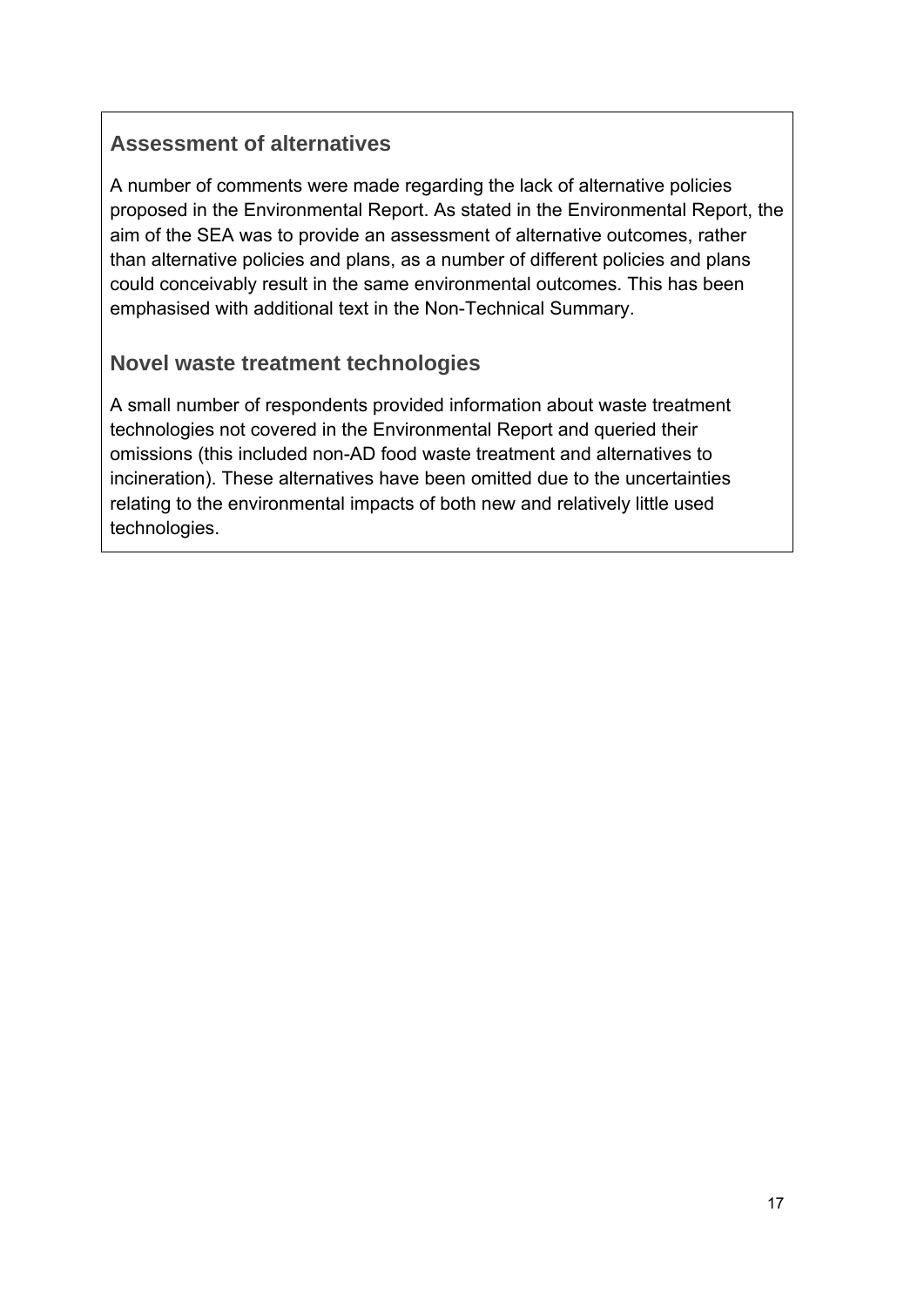### Assessment of alternatives

A number of comments were made regarding the lack of alternative policies proposed in the Environmental Report. As stated in the Environmental Report, the aim of the SEA was to provide an assessment of alternative outcomes, rather than alternative policies and plans, as a number of different policies and plans could conceivably result in the same environmental outcomes. This has been emphasised with additional text in the Non-Technical Summary.

### Novel waste treatment technologies

A small number of respondents provided information about waste treatment technologies not covered in the Environmental Report and queried their omissions (this included non-AD food waste treatment and alternatives to incineration). These alternatives have been omitted due to the uncertainties relating to the environmental impacts of both new and relatively little used technologies.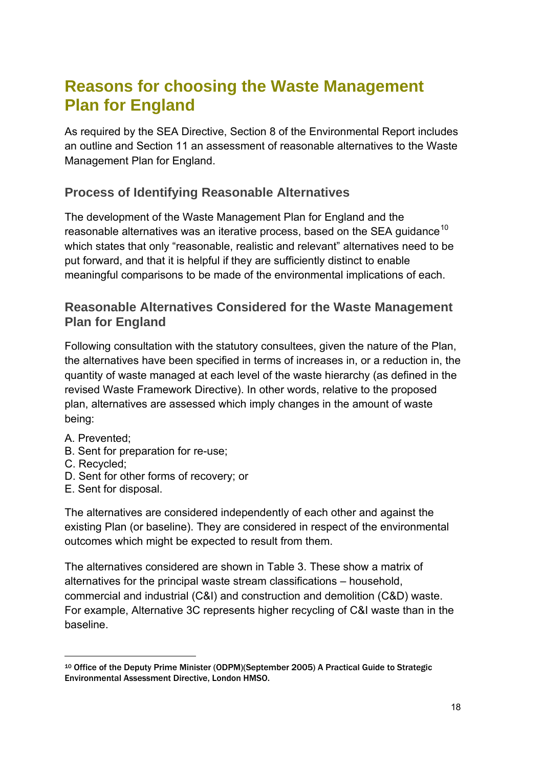# Reasons for choosing the Waste Management Plan for England

As required by the SEA Directive, Section 8 of the Environmental Report includes an outline and Section 11 an assessment of reasonable alternatives to the Waste Management Plan for England.

## Process of Identifying Reasonable Alternatives

The development of the Waste Management Plan for England and the reasonable alternatives was an iterative process, based on the SEA guidance[10] which states that only "reasonable, realistic and relevant" alternatives need to be put forward, and that it is helpful if they are sufficiently distinct to enable meaningful comparisons to be made of the environmental implications of each.

## Reasonable Alternatives Considered for the Waste Management Plan for England

Following consultation with the statutory consultees, given the nature of the Plan, the alternatives have been specified in terms of increases in, or a reduction in, the quantity of waste managed at each level of the waste hierarchy (as defined in the revised Waste Framework Directive). In other words, relative to the proposed plan, alternatives are assessed which imply changes in the amount of waste being:

A. Prevented;
B. Sent for preparation for re-use;
C. Recycled;
D. Sent for other forms of recovery; or
E. Sent for disposal.

The alternatives are considered independently of each other and against the existing Plan (or baseline). They are considered in respect of the environmental outcomes which might be expected to result from them.

The alternatives considered are shown in Table 3. These show a matrix of alternatives for the principal waste stream classifications – household, commercial and industrial (C&I) and construction and demolition (C&D) waste. For example, Alternative 3C represents higher recycling of C&I waste than in the baseline.

---

[10] Office of the Deputy Prime Minister (ODPM)(September 2005) A Practical Guide to Strategic Environmental Assessment Directive, London HMSO.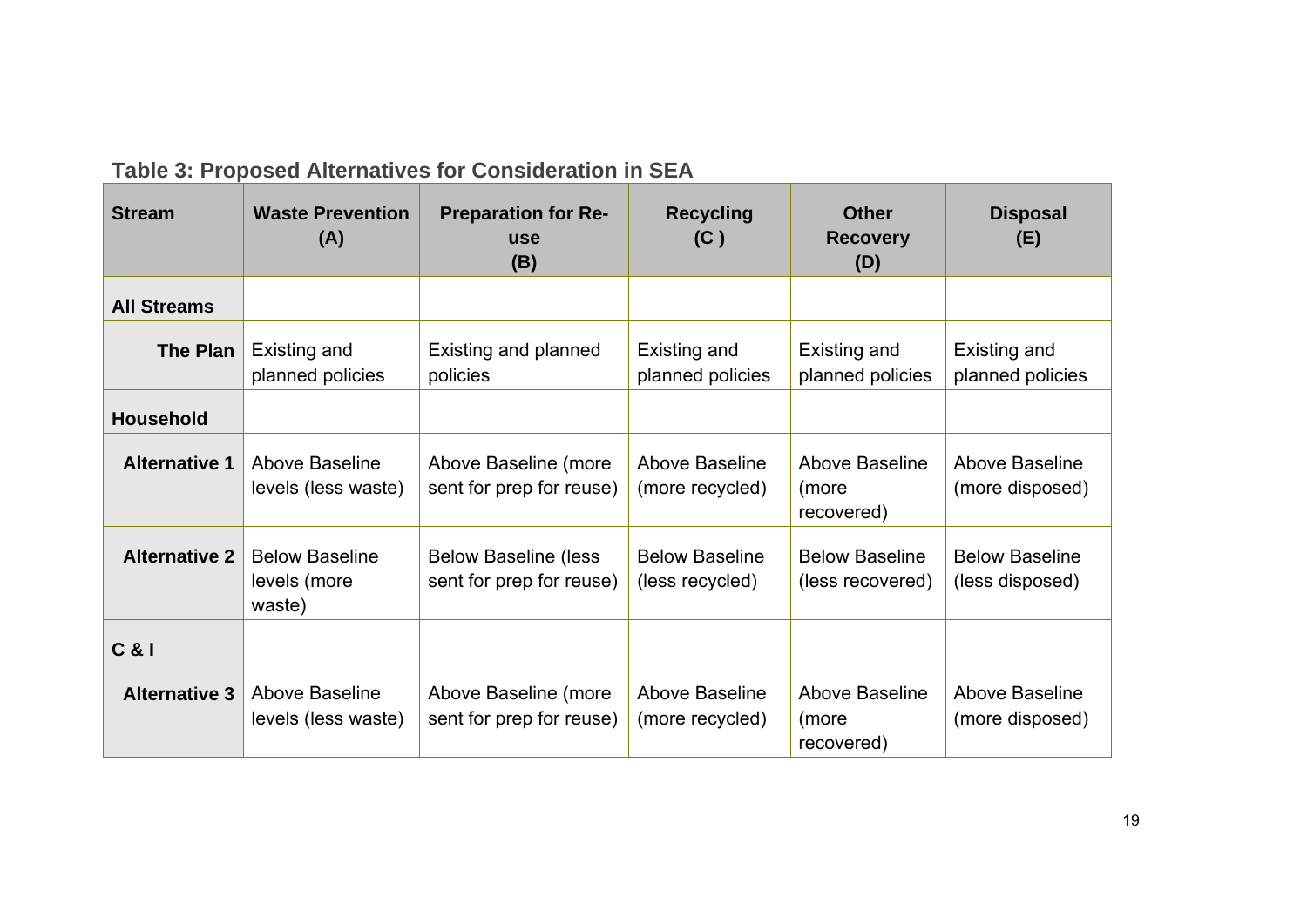**Table 3: Proposed Alternatives for Consideration in SEA**

| Stream | Waste Prevention (A) | Preparation for Re-use (B) | Recycling (C ) | Other Recovery (D) | Disposal (E) |
|---|---|---|---|---|---|
| **All Streams** | | | | | |
| **The Plan** | Existing and planned policies | Existing and planned policies | Existing and planned policies | Existing and planned policies | Existing and planned policies |
| **Household** | | | | | |
| **Alternative 1** | Above Baseline levels (less waste) | Above Baseline (more sent for prep for reuse) | Above Baseline (more recycled) | Above Baseline (more recovered) | Above Baseline (more disposed) |
| **Alternative 2** | Below Baseline levels (more waste) | Below Baseline (less sent for prep for reuse) | Below Baseline (less recycled) | Below Baseline (less recovered) | Below Baseline (less disposed) |
| **C & I** | | | | | |
| **Alternative 3** | Above Baseline levels (less waste) | Above Baseline (more sent for prep for reuse) | Above Baseline (more recycled) | Above Baseline (more recovered) | Above Baseline (more disposed) |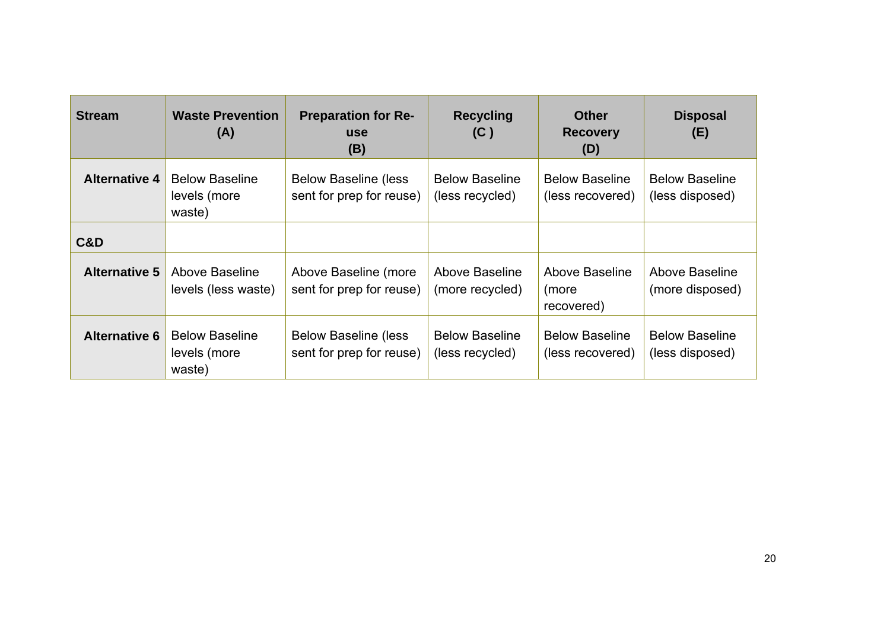| Stream | Waste Prevention (A) | Preparation for Re-use (B) | Recycling (C ) | Other Recovery (D) | Disposal (E) |
|---|---|---|---|---|---|
| **Alternative 4** | Below Baseline levels (more waste) | Below Baseline (less sent for prep for reuse) | Below Baseline (less recycled) | Below Baseline (less recovered) | Below Baseline (less disposed) |
| **C&D** | | | | | |
| **Alternative 5** | Above Baseline levels (less waste) | Above Baseline (more sent for prep for reuse) | Above Baseline (more recycled) | Above Baseline (more recovered) | Above Baseline (more disposed) |
| **Alternative 6** | Below Baseline levels (more waste) | Below Baseline (less sent for prep for reuse) | Below Baseline (less recycled) | Below Baseline (less recovered) | Below Baseline (less disposed) |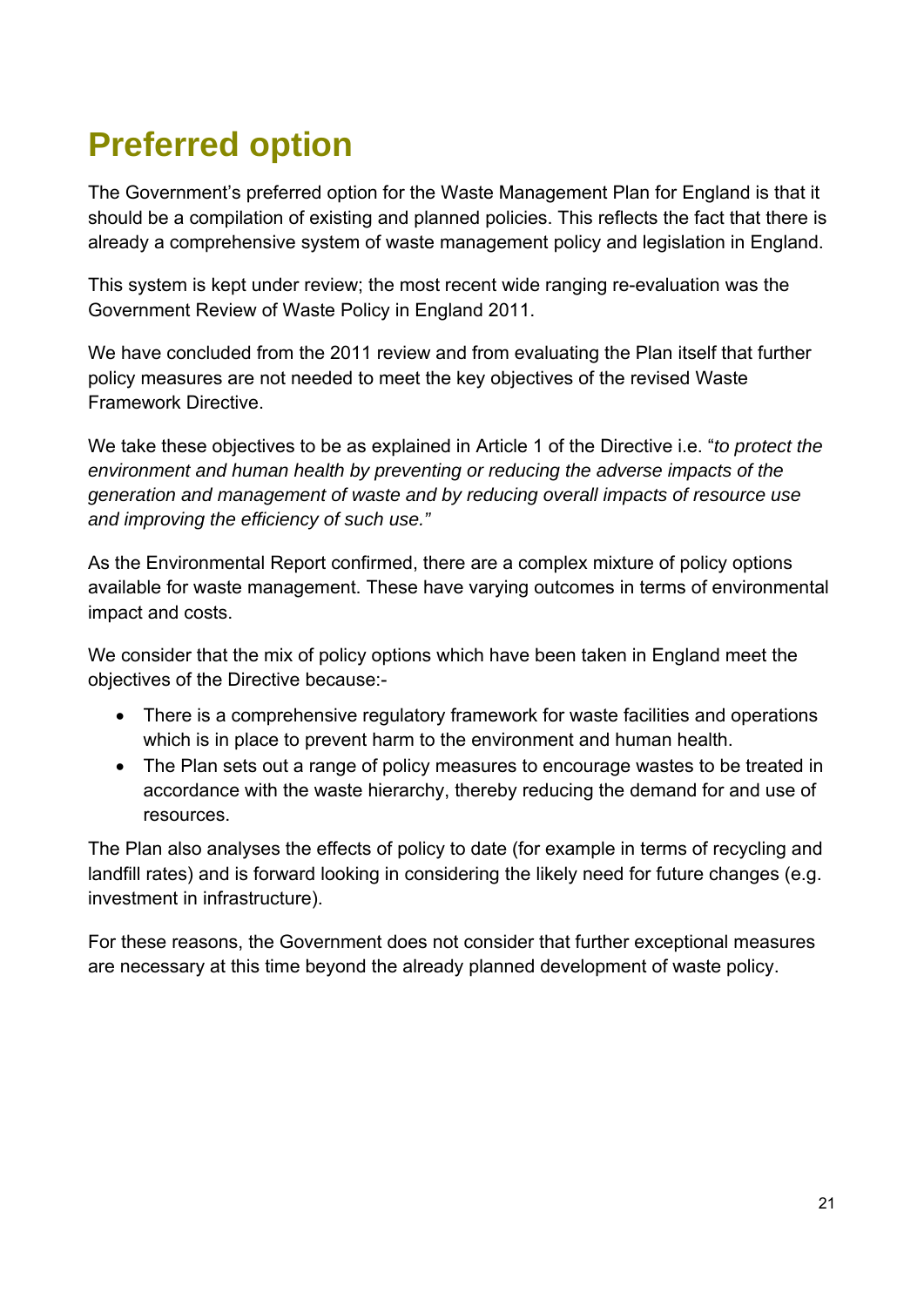# Preferred option

The Government's preferred option for the Waste Management Plan for England is that it should be a compilation of existing and planned policies. This reflects the fact that there is already a comprehensive system of waste management policy and legislation in England.

This system is kept under review; the most recent wide ranging re-evaluation was the Government Review of Waste Policy in England 2011.

We have concluded from the 2011 review and from evaluating the Plan itself that further policy measures are not needed to meet the key objectives of the revised Waste Framework Directive.

We take these objectives to be as explained in Article 1 of the Directive i.e. "*to protect the environment and human health by preventing or reducing the adverse impacts of the generation and management of waste and by reducing overall impacts of resource use and improving the efficiency of such use."*

As the Environmental Report confirmed, there are a complex mixture of policy options available for waste management. These have varying outcomes in terms of environmental impact and costs.

We consider that the mix of policy options which have been taken in England meet the objectives of the Directive because:-

- There is a comprehensive regulatory framework for waste facilities and operations which is in place to prevent harm to the environment and human health.
- The Plan sets out a range of policy measures to encourage wastes to be treated in accordance with the waste hierarchy, thereby reducing the demand for and use of resources.

The Plan also analyses the effects of policy to date (for example in terms of recycling and landfill rates) and is forward looking in considering the likely need for future changes (e.g. investment in infrastructure).

For these reasons, the Government does not consider that further exceptional measures are necessary at this time beyond the already planned development of waste policy.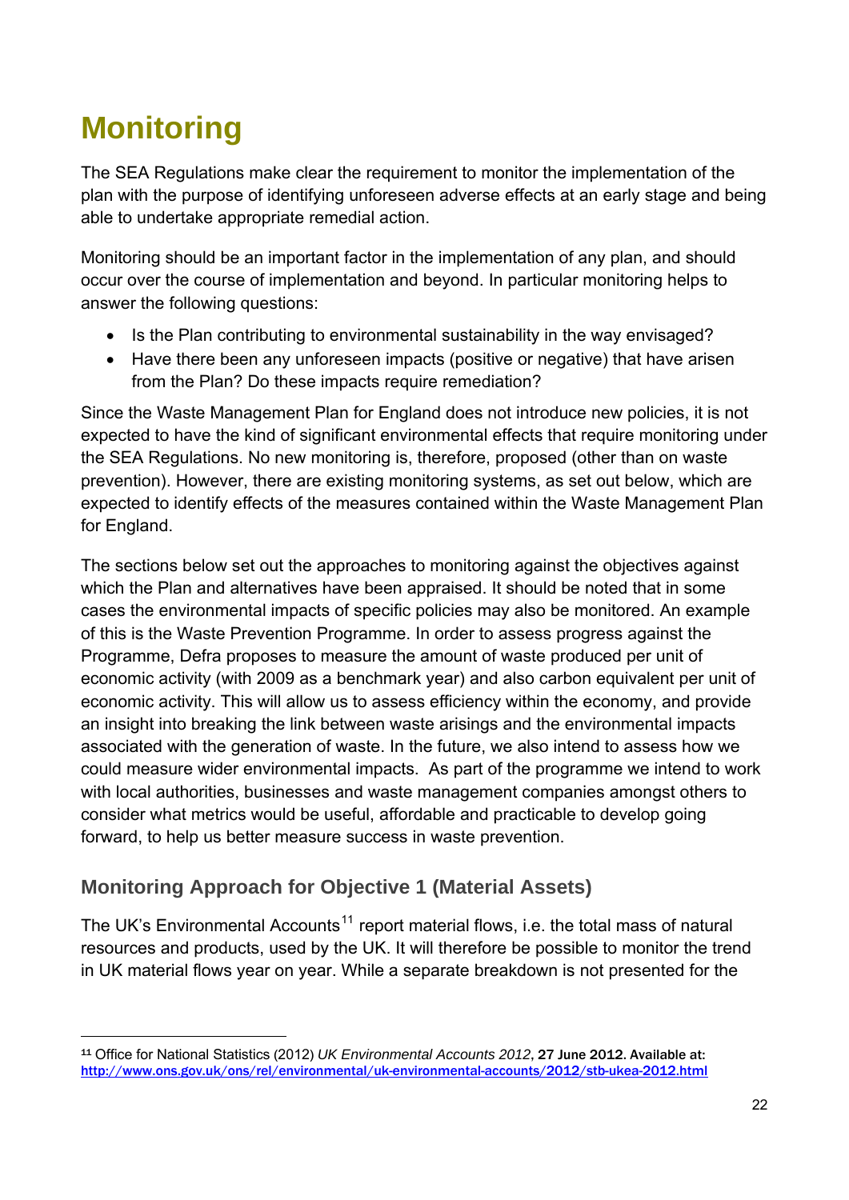# Monitoring

The SEA Regulations make clear the requirement to monitor the implementation of the plan with the purpose of identifying unforeseen adverse effects at an early stage and being able to undertake appropriate remedial action.

Monitoring should be an important factor in the implementation of any plan, and should occur over the course of implementation and beyond. In particular monitoring helps to answer the following questions:

- Is the Plan contributing to environmental sustainability in the way envisaged?
- Have there been any unforeseen impacts (positive or negative) that have arisen from the Plan? Do these impacts require remediation?

Since the Waste Management Plan for England does not introduce new policies, it is not expected to have the kind of significant environmental effects that require monitoring under the SEA Regulations. No new monitoring is, therefore, proposed (other than on waste prevention). However, there are existing monitoring systems, as set out below, which are expected to identify effects of the measures contained within the Waste Management Plan for England.

The sections below set out the approaches to monitoring against the objectives against which the Plan and alternatives have been appraised. It should be noted that in some cases the environmental impacts of specific policies may also be monitored. An example of this is the Waste Prevention Programme. In order to assess progress against the Programme, Defra proposes to measure the amount of waste produced per unit of economic activity (with 2009 as a benchmark year) and also carbon equivalent per unit of economic activity. This will allow us to assess efficiency within the economy, and provide an insight into breaking the link between waste arisings and the environmental impacts associated with the generation of waste. In the future, we also intend to assess how we could measure wider environmental impacts. As part of the programme we intend to work with local authorities, businesses and waste management companies amongst others to consider what metrics would be useful, affordable and practicable to develop going forward, to help us better measure success in waste prevention.

## Monitoring Approach for Objective 1 (Material Assets)

The UK's Environmental Accounts[11] report material flows, i.e. the total mass of natural resources and products, used by the UK. It will therefore be possible to monitor the trend in UK material flows year on year. While a separate breakdown is not presented for the

---

[11] Office for National Statistics (2012) *UK Environmental Accounts 2012*, **27 June 2012. Available at: http://www.ons.gov.uk/ons/rel/environmental/uk-environmental-accounts/2012/stb-ukea-2012.html**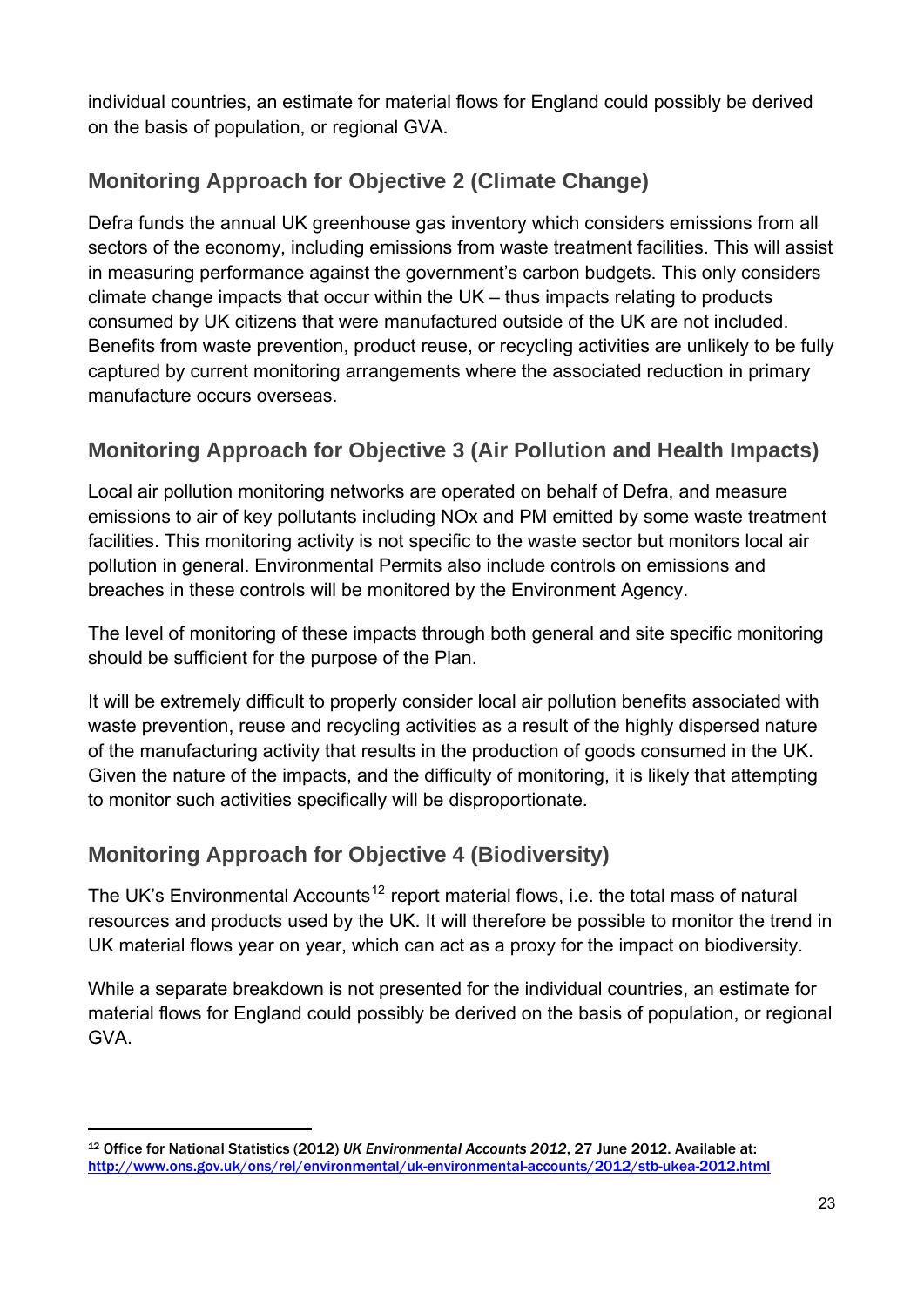individual countries, an estimate for material flows for England could possibly be derived on the basis of population, or regional GVA.

## Monitoring Approach for Objective 2 (Climate Change)

Defra funds the annual UK greenhouse gas inventory which considers emissions from all sectors of the economy, including emissions from waste treatment facilities. This will assist in measuring performance against the government's carbon budgets. This only considers climate change impacts that occur within the UK – thus impacts relating to products consumed by UK citizens that were manufactured outside of the UK are not included. Benefits from waste prevention, product reuse, or recycling activities are unlikely to be fully captured by current monitoring arrangements where the associated reduction in primary manufacture occurs overseas.

## Monitoring Approach for Objective 3 (Air Pollution and Health Impacts)

Local air pollution monitoring networks are operated on behalf of Defra, and measure emissions to air of key pollutants including NOx and PM emitted by some waste treatment facilities. This monitoring activity is not specific to the waste sector but monitors local air pollution in general. Environmental Permits also include controls on emissions and breaches in these controls will be monitored by the Environment Agency.

The level of monitoring of these impacts through both general and site specific monitoring should be sufficient for the purpose of the Plan.

It will be extremely difficult to properly consider local air pollution benefits associated with waste prevention, reuse and recycling activities as a result of the highly dispersed nature of the manufacturing activity that results in the production of goods consumed in the UK. Given the nature of the impacts, and the difficulty of monitoring, it is likely that attempting to monitor such activities specifically will be disproportionate.

## Monitoring Approach for Objective 4 (Biodiversity)

The UK's Environmental Accounts[12] report material flows, i.e. the total mass of natural resources and products used by the UK. It will therefore be possible to monitor the trend in UK material flows year on year, which can act as a proxy for the impact on biodiversity.

While a separate breakdown is not presented for the individual countries, an estimate for material flows for England could possibly be derived on the basis of population, or regional GVA.

---

[12] Office for National Statistics (2012) *UK Environmental Accounts 2012*, 27 June 2012. Available at: http://www.ons.gov.uk/ons/rel/environmental/uk-environmental-accounts/2012/stb-ukea-2012.html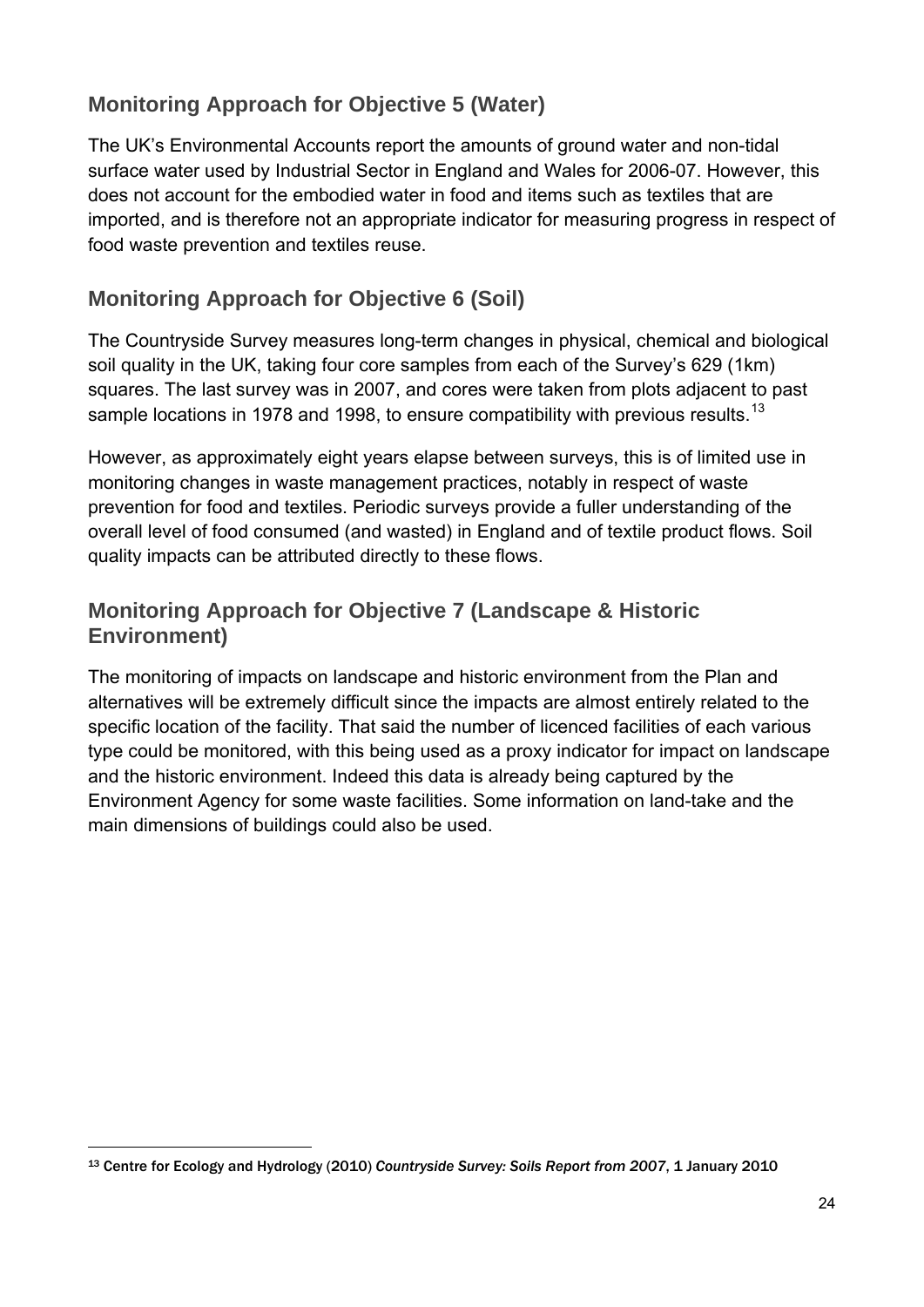## Monitoring Approach for Objective 5 (Water)

The UK's Environmental Accounts report the amounts of ground water and non-tidal surface water used by Industrial Sector in England and Wales for 2006-07. However, this does not account for the embodied water in food and items such as textiles that are imported, and is therefore not an appropriate indicator for measuring progress in respect of food waste prevention and textiles reuse.

## Monitoring Approach for Objective 6 (Soil)

The Countryside Survey measures long-term changes in physical, chemical and biological soil quality in the UK, taking four core samples from each of the Survey's 629 (1km) squares. The last survey was in 2007, and cores were taken from plots adjacent to past sample locations in 1978 and 1998, to ensure compatibility with previous results.[13]

However, as approximately eight years elapse between surveys, this is of limited use in monitoring changes in waste management practices, notably in respect of waste prevention for food and textiles. Periodic surveys provide a fuller understanding of the overall level of food consumed (and wasted) in England and of textile product flows. Soil quality impacts can be attributed directly to these flows.

## Monitoring Approach for Objective 7 (Landscape & Historic Environment)

The monitoring of impacts on landscape and historic environment from the Plan and alternatives will be extremely difficult since the impacts are almost entirely related to the specific location of the facility. That said the number of licenced facilities of each various type could be monitored, with this being used as a proxy indicator for impact on landscape and the historic environment. Indeed this data is already being captured by the Environment Agency for some waste facilities. Some information on land-take and the main dimensions of buildings could also be used.

---

[13] Centre for Ecology and Hydrology (2010) *Countryside Survey: Soils Report from 2007*, 1 January 2010